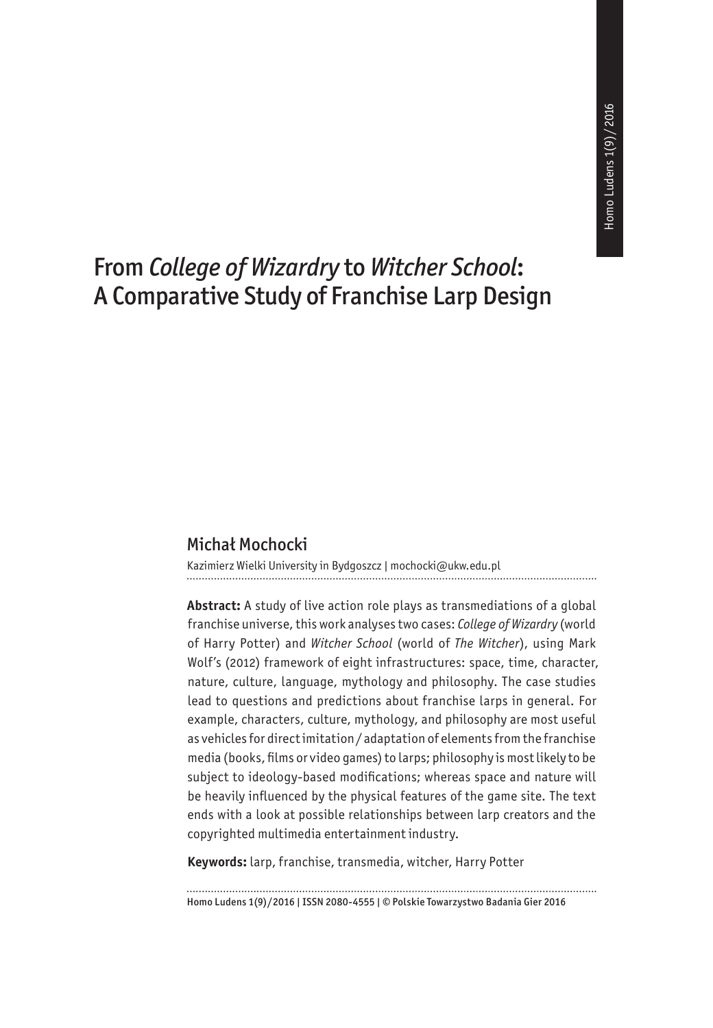# From *College of Wizardry* to *Witcher School*: A Comparative Study of Franchise Larp Design

## Michał Mochocki

Kazimierz Wielki University in Bydgoszcz | mochocki@ukw.edu.pl

**Abstract:** A study of live action role plays as transmediations of a global franchise universe, this work analyses two cases: *College of Wizardry* (world of Harry Potter) and *Witcher School* (world of *The Witcher*), using Mark Wolf's (2012) framework of eight infrastructures: space, time, character, nature, culture, language, mythology and philosophy. The case studies lead to questions and predictions about franchise larps in general. For example, characters, culture, mythology, and philosophy are most useful as vehicles for direct imitation / adaptation of elements from the franchise media (books, films or video games) to larps; philosophy is most likely to be subject to ideology-based modifications; whereas space and nature will be heavily influenced by the physical features of the game site. The text ends with a look at possible relationships between larp creators and the copyrighted multimedia entertainment industry.

**Keywords:** larp, franchise, transmedia, witcher, Harry Potter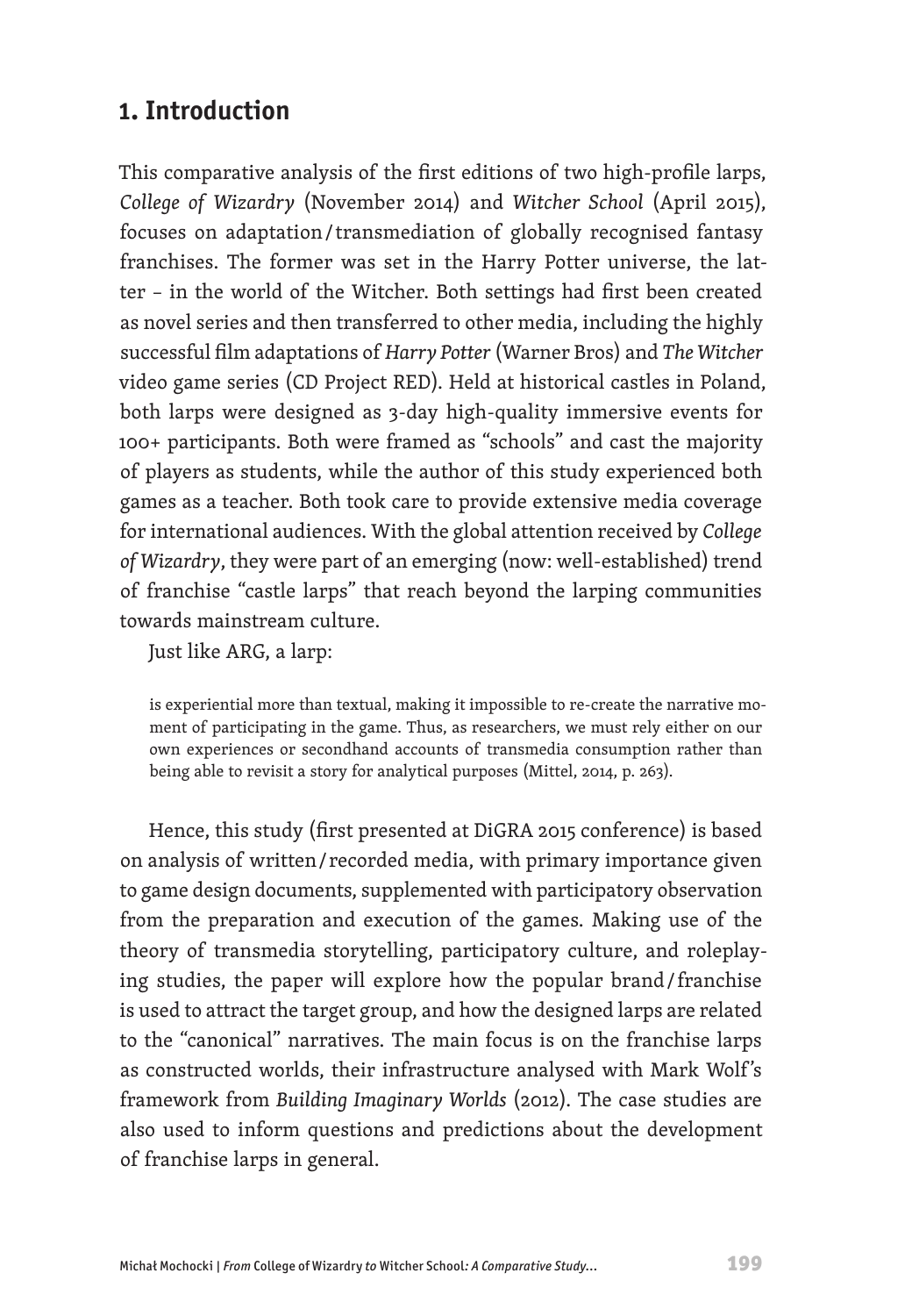## 1. Introduction

This comparative analysis of the first editions of two high-profile larps, *College of Wizardry* (November 2014) and *Witcher School* (April 2015), focuses on adaptation/transmediation of globally recognised fantasy franchises. The former was set in the Harry Potter universe, the latter – in the world of the Witcher. Both settings had first been created as novel series and then transferred to other media, including the highly successful film adaptations of *Harry Potter* (Warner Bros) and *The Witcher* video game series (CD Project RED). Held at historical castles in Poland, both larps were designed as 3-day high-quality immersive events for 100+ participants. Both were framed as "schools" and cast the majority of players as students, while the author of this study experienced both games as a teacher. Both took care to provide extensive media coverage for international audiences. With the global attention received by *College of Wizardry*, they were part of an emerging (now: well-established) trend of franchise "castle larps" that reach beyond the larping communities towards mainstream culture.

Just like ARG, a larp:

> is experiential more than textual, making it impossible to re-create the narrative moment of participating in the game. Thus, as researchers, we must rely either on our own experiences or secondhand accounts of transmedia consumption rather than being able to revisit a story for analytical purposes (Mittel, 2014, p. 263).

Hence, this study (first presented at DiGRA 2015 conference) is based on analysis of written/recorded media, with primary importance given to game design documents, supplemented with participatory observation from the preparation and execution of the games. Making use of the theory of transmedia storytelling, participatory culture, and roleplaying studies, the paper will explore how the popular brand/franchise is used to attract the target group, and how the designed larps are related to the "canonical" narratives. The main focus is on the franchise larps as constructed worlds, their infrastructure analysed with Mark Wolf's framework from *Building Imaginary Worlds* (2012). The case studies are also used to inform questions and predictions about the development of franchise larps in general.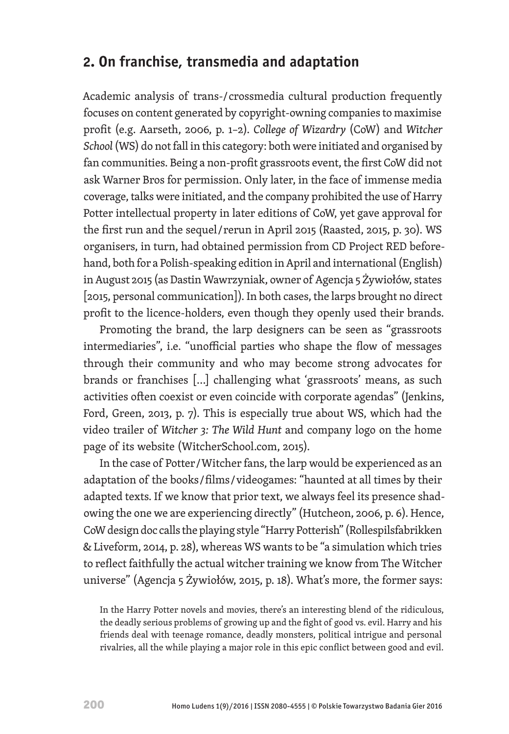## 2. On franchise, transmedia and adaptation

Academic analysis of trans-/crossmedia cultural production frequently focuses on content generated by copyright-owning companies to maximise profit (e.g. Aarseth, 2006, p. 1–2). *College of Wizardry* (CoW) and *Witcher School* (WS) do not fall in this category: both were initiated and organised by fan communities. Being a non-profit grassroots event, the first CoW did not ask Warner Bros for permission. Only later, in the face of immense media coverage, talks were initiated, and the company prohibited the use of Harry Potter intellectual property in later editions of CoW, yet gave approval for the first run and the sequel/rerun in April 2015 (Raasted, 2015, p. 30). WS organisers, in turn, had obtained permission from CD Project RED beforehand, both for a Polish-speaking edition in April and international (English) in August 2015 (as Dastin Wawrzyniak, owner of Agencja 5 Żywiołów, states [2015, personal communication]). In both cases, the larps brought no direct profit to the licence-holders, even though they openly used their brands.

Promoting the brand, the larp designers can be seen as "grassroots intermediaries", i.e. "unofficial parties who shape the flow of messages through their community and who may become strong advocates for brands or franchises [...] challenging what 'grassroots' means, as such activities often coexist or even coincide with corporate agendas" (Jenkins, Ford, Green, 2013, p. 7). This is especially true about WS, which had the video trailer of *Witcher 3: The Wild Hunt* and company logo on the home page of its website (WitcherSchool.com, 2015).

In the case of Potter/Witcher fans, the larp would be experienced as an adaptation of the books/films/videogames: "haunted at all times by their adapted texts. If we know that prior text, we always feel its presence shadowing the one we are experiencing directly" (Hutcheon, 2006, p. 6). Hence, CoW design doc calls the playing style "Harry Potterish" (Rollespilsfabrikken & Liveform, 2014, p. 28), whereas WS wants to be "a simulation which tries to reflect faithfully the actual witcher training we know from The Witcher universe" (Agencja 5 Żywiołów, 2015, p. 18). What's more, the former says:

> In the Harry Potter novels and movies, there's an interesting blend of the ridiculous, the deadly serious problems of growing up and the fight of good vs. evil. Harry and his friends deal with teenage romance, deadly monsters, political intrigue and personal rivalries, all the while playing a major role in this epic conflict between good and evil.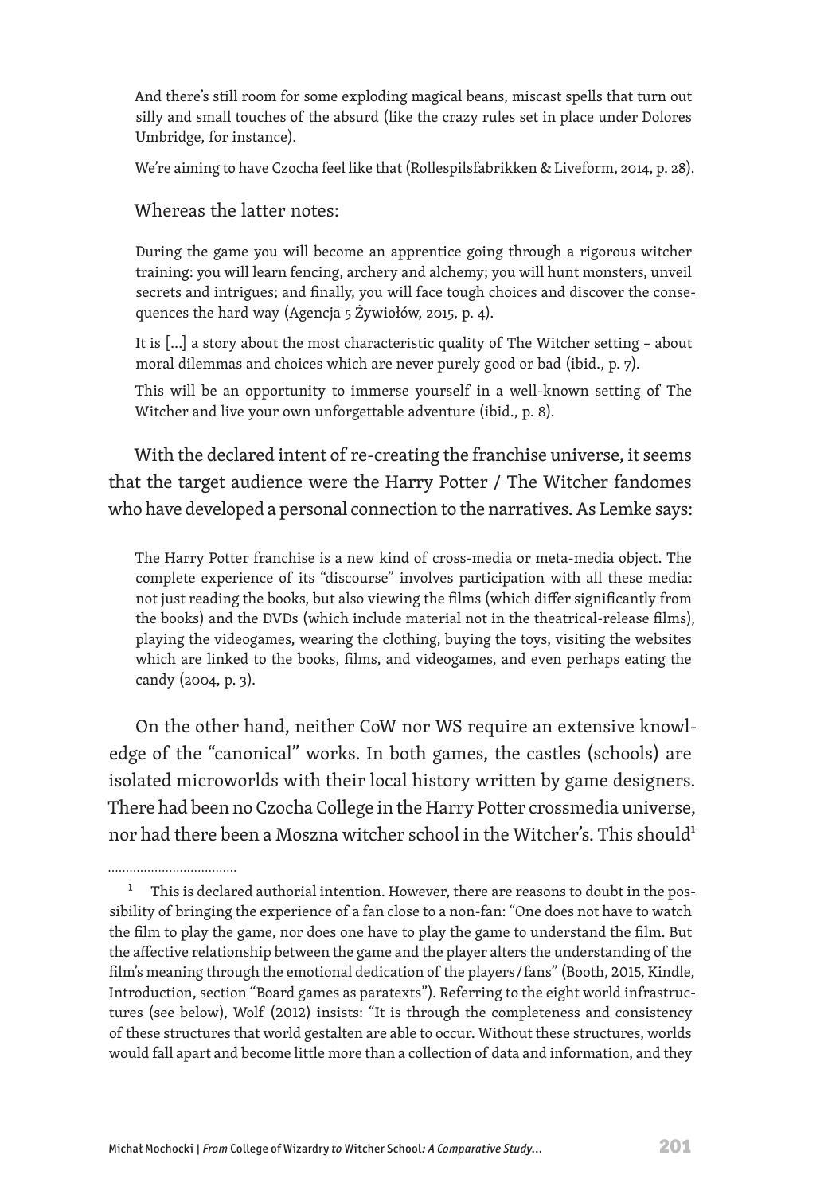> And there's still room for some exploding magical beans, miscast spells that turn out silly and small touches of the absurd (like the crazy rules set in place under Dolores Umbridge, for instance).
>
> We're aiming to have Czocha feel like that (Rollespilsfabrikken & Liveform, 2014, p. 28).

Whereas the latter notes:

> During the game you will become an apprentice going through a rigorous witcher training: you will learn fencing, archery and alchemy; you will hunt monsters, unveil secrets and intrigues; and finally, you will face tough choices and discover the consequences the hard way (Agencja 5 Żywiołów, 2015, p. 4).
>
> It is […] a story about the most characteristic quality of The Witcher setting – about moral dilemmas and choices which are never purely good or bad (ibid., p. 7).
>
> This will be an opportunity to immerse yourself in a well-known setting of The Witcher and live your own unforgettable adventure (ibid., p. 8).

With the declared intent of re-creating the franchise universe, it seems that the target audience were the Harry Potter / The Witcher fandomes who have developed a personal connection to the narratives. As Lemke says:

> The Harry Potter franchise is a new kind of cross-media or meta-media object. The complete experience of its "discourse" involves participation with all these media: not just reading the books, but also viewing the films (which differ significantly from the books) and the DVDs (which include material not in the theatrical-release films), playing the videogames, wearing the clothing, buying the toys, visiting the websites which are linked to the books, films, and videogames, and even perhaps eating the candy (2004, p. 3).

On the other hand, neither CoW nor WS require an extensive knowledge of the "canonical" works. In both games, the castles (schools) are isolated microworlds with their local history written by game designers. There had been no Czocha College in the Harry Potter crossmedia universe, nor had there been a Moszna witcher school in the Witcher's. This should[1]

---

[1] This is declared authorial intention. However, there are reasons to doubt in the possibility of bringing the experience of a fan close to a non-fan: "One does not have to watch the film to play the game, nor does one have to play the game to understand the film. But the affective relationship between the game and the player alters the understanding of the film's meaning through the emotional dedication of the players/fans" (Booth, 2015, Kindle, Introduction, section "Board games as paratexts"). Referring to the eight world infrastructures (see below), Wolf (2012) insists: "It is through the completeness and consistency of these structures that world gestalten are able to occur. Without these structures, worlds would fall apart and become little more than a collection of data and information, and they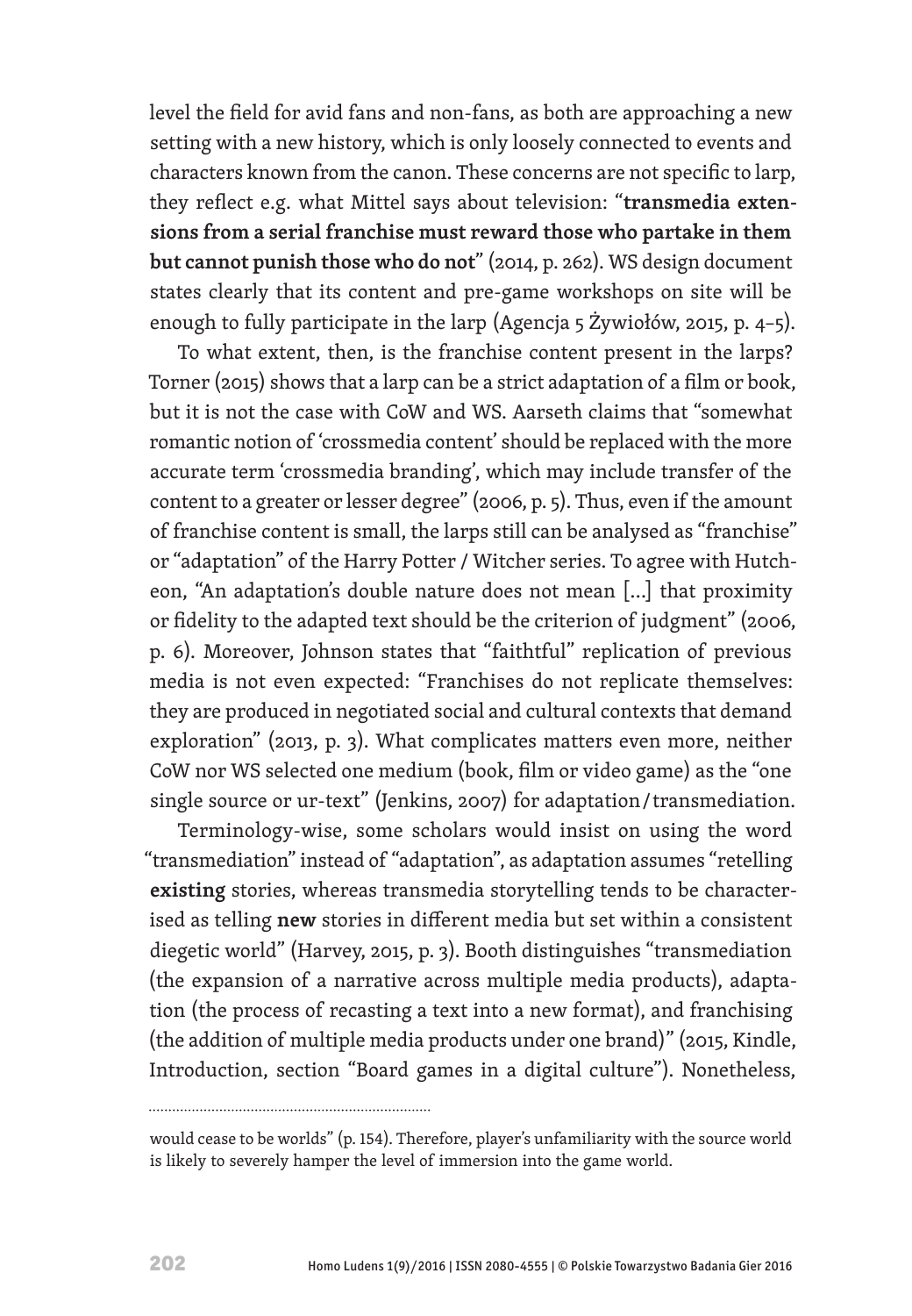level the field for avid fans and non-fans, as both are approaching a new setting with a new history, which is only loosely connected to events and characters known from the canon. These concerns are not specific to larp, they reflect e.g. what Mittel says about television: "**transmedia extensions from a serial franchise must reward those who partake in them but cannot punish those who do not**" (2014, p. 262). WS design document states clearly that its content and pre-game workshops on site will be enough to fully participate in the larp (Agencja 5 Żywiołów, 2015, p. 4–5).

To what extent, then, is the franchise content present in the larps? Torner (2015) shows that a larp can be a strict adaptation of a film or book, but it is not the case with CoW and WS. Aarseth claims that "somewhat romantic notion of 'crossmedia content' should be replaced with the more accurate term 'crossmedia branding', which may include transfer of the content to a greater or lesser degree" (2006, p. 5). Thus, even if the amount of franchise content is small, the larps still can be analysed as "franchise" or "adaptation" of the Harry Potter / Witcher series. To agree with Hutcheon, "An adaptation's double nature does not mean [...] that proximity or fidelity to the adapted text should be the criterion of judgment" (2006, p. 6). Moreover, Johnson states that "faithtful" replication of previous media is not even expected: "Franchises do not replicate themselves: they are produced in negotiated social and cultural contexts that demand exploration" (2013, p. 3). What complicates matters even more, neither CoW nor WS selected one medium (book, film or video game) as the "one single source or ur-text" (Jenkins, 2007) for adaptation/transmediation.

Terminology-wise, some scholars would insist on using the word "transmediation" instead of "adaptation", as adaptation assumes "retelling **existing** stories, whereas transmedia storytelling tends to be characterised as telling **new** stories in different media but set within a consistent diegetic world" (Harvey, 2015, p. 3). Booth distinguishes "transmediation (the expansion of a narrative across multiple media products), adaptation (the process of recasting a text into a new format), and franchising (the addition of multiple media products under one brand)" (2015, Kindle, Introduction, section "Board games in a digital culture"). Nonetheless,

---

would cease to be worlds" (p. 154). Therefore, player's unfamiliarity with the source world is likely to severely hamper the level of immersion into the game world.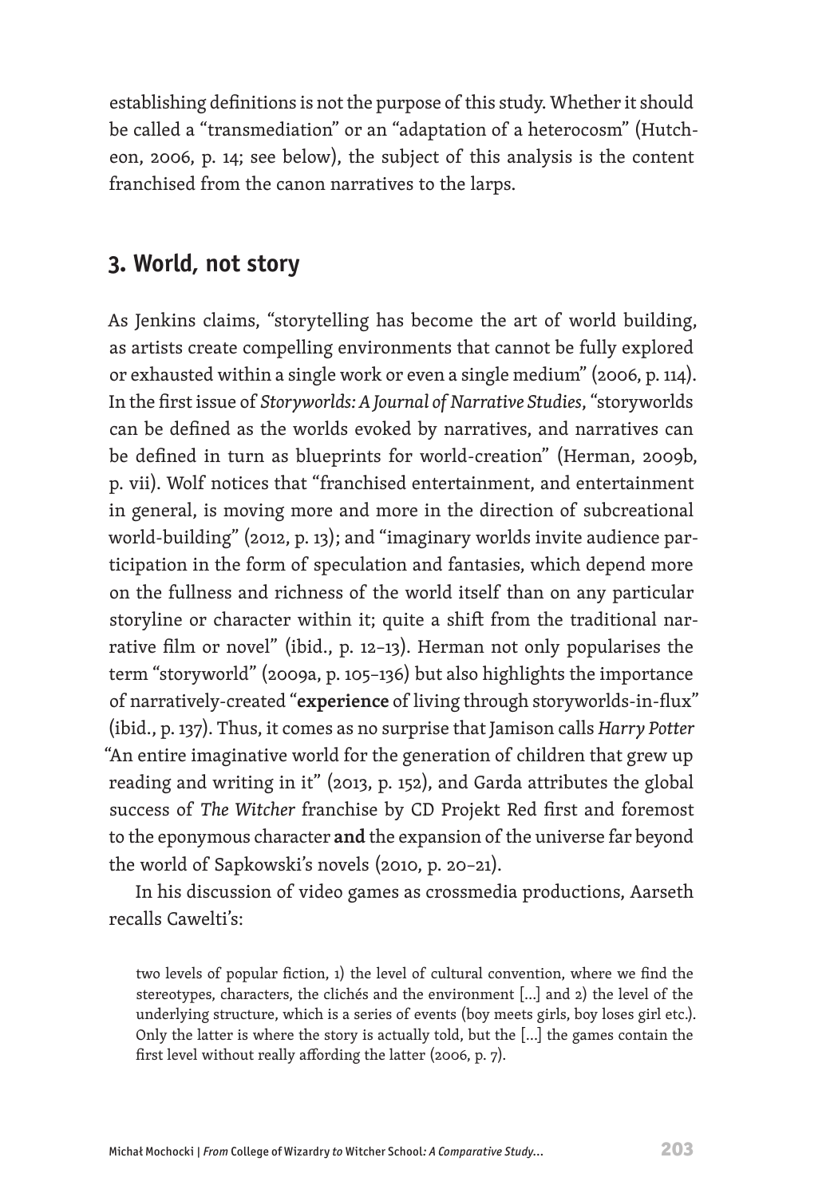establishing definitions is not the purpose of this study. Whether it should be called a "transmediation" or an "adaptation of a heterocosm" (Hutcheon, 2006, p. 14; see below), the subject of this analysis is the content franchised from the canon narratives to the larps.

## 3. World, not story

As Jenkins claims, "storytelling has become the art of world building, as artists create compelling environments that cannot be fully explored or exhausted within a single work or even a single medium" (2006, p. 114). In the first issue of *Storyworlds: A Journal of Narrative Studies*, "storyworlds can be defined as the worlds evoked by narratives, and narratives can be defined in turn as blueprints for world-creation" (Herman, 2009b, p. vii). Wolf notices that "franchised entertainment, and entertainment in general, is moving more and more in the direction of subcreational world-building" (2012, p. 13); and "imaginary worlds invite audience participation in the form of speculation and fantasies, which depend more on the fullness and richness of the world itself than on any particular storyline or character within it; quite a shift from the traditional narrative film or novel" (ibid., p. 12–13). Herman not only popularises the term "storyworld" (2009a, p. 105–136) but also highlights the importance of narratively-created "**experience** of living through storyworlds-in-flux" (ibid., p. 137). Thus, it comes as no surprise that Jamison calls *Harry Potter* "An entire imaginative world for the generation of children that grew up reading and writing in it" (2013, p. 152), and Garda attributes the global success of *The Witcher* franchise by CD Projekt Red first and foremost to the eponymous character **and** the expansion of the universe far beyond the world of Sapkowski's novels (2010, p. 20–21).

In his discussion of video games as crossmedia productions, Aarseth recalls Cawelti's:

> two levels of popular fiction, 1) the level of cultural convention, where we find the stereotypes, characters, the clichés and the environment [...] and 2) the level of the underlying structure, which is a series of events (boy meets girls, boy loses girl etc.). Only the latter is where the story is actually told, but the [...] the games contain the first level without really affording the latter (2006, p. 7).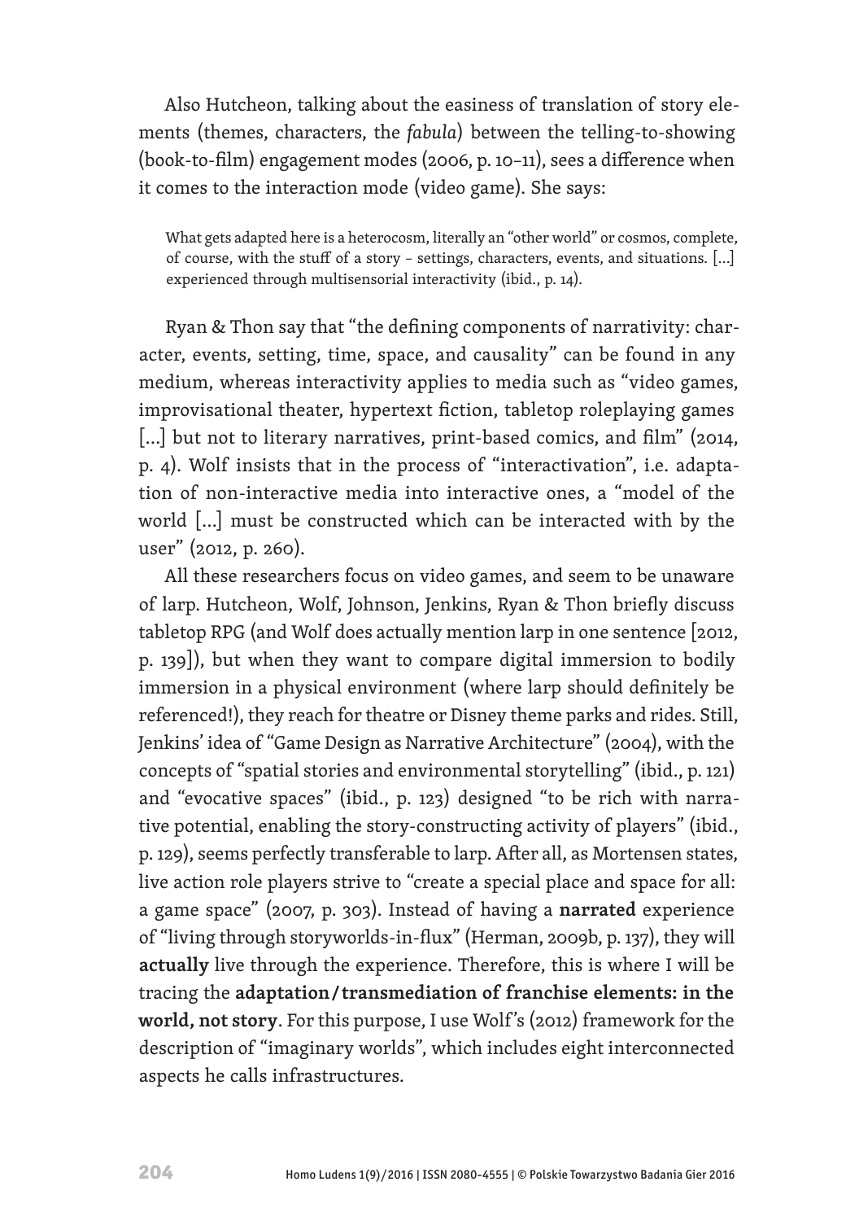Also Hutcheon, talking about the easiness of translation of story elements (themes, characters, the *fabula*) between the telling-to-showing (book-to-film) engagement modes (2006, p. 10–11), sees a difference when it comes to the interaction mode (video game). She says:

> What gets adapted here is a heterocosm, literally an "other world" or cosmos, complete, of course, with the stuff of a story – settings, characters, events, and situations. [...] experienced through multisensorial interactivity (ibid., p. 14).

Ryan & Thon say that "the defining components of narrativity: character, events, setting, time, space, and causality" can be found in any medium, whereas interactivity applies to media such as "video games, improvisational theater, hypertext fiction, tabletop roleplaying games [...] but not to literary narratives, print-based comics, and film" (2014, p. 4). Wolf insists that in the process of "interactivation", i.e. adaptation of non-interactive media into interactive ones, a "model of the world [...] must be constructed which can be interacted with by the user" (2012, p. 260).

All these researchers focus on video games, and seem to be unaware of larp. Hutcheon, Wolf, Johnson, Jenkins, Ryan & Thon briefly discuss tabletop RPG (and Wolf does actually mention larp in one sentence [2012, p. 139]), but when they want to compare digital immersion to bodily immersion in a physical environment (where larp should definitely be referenced!), they reach for theatre or Disney theme parks and rides. Still, Jenkins' idea of "Game Design as Narrative Architecture" (2004), with the concepts of "spatial stories and environmental storytelling" (ibid., p. 121) and "evocative spaces" (ibid., p. 123) designed "to be rich with narrative potential, enabling the story-constructing activity of players" (ibid., p. 129), seems perfectly transferable to larp. After all, as Mortensen states, live action role players strive to "create a special place and space for all: a game space" (2007, p. 303). Instead of having a **narrated** experience of "living through storyworlds-in-flux" (Herman, 2009b, p. 137), they will **actually** live through the experience. Therefore, this is where I will be tracing the **adaptation/transmediation of franchise elements: in the world, not story**. For this purpose, I use Wolf's (2012) framework for the description of "imaginary worlds", which includes eight interconnected aspects he calls infrastructures.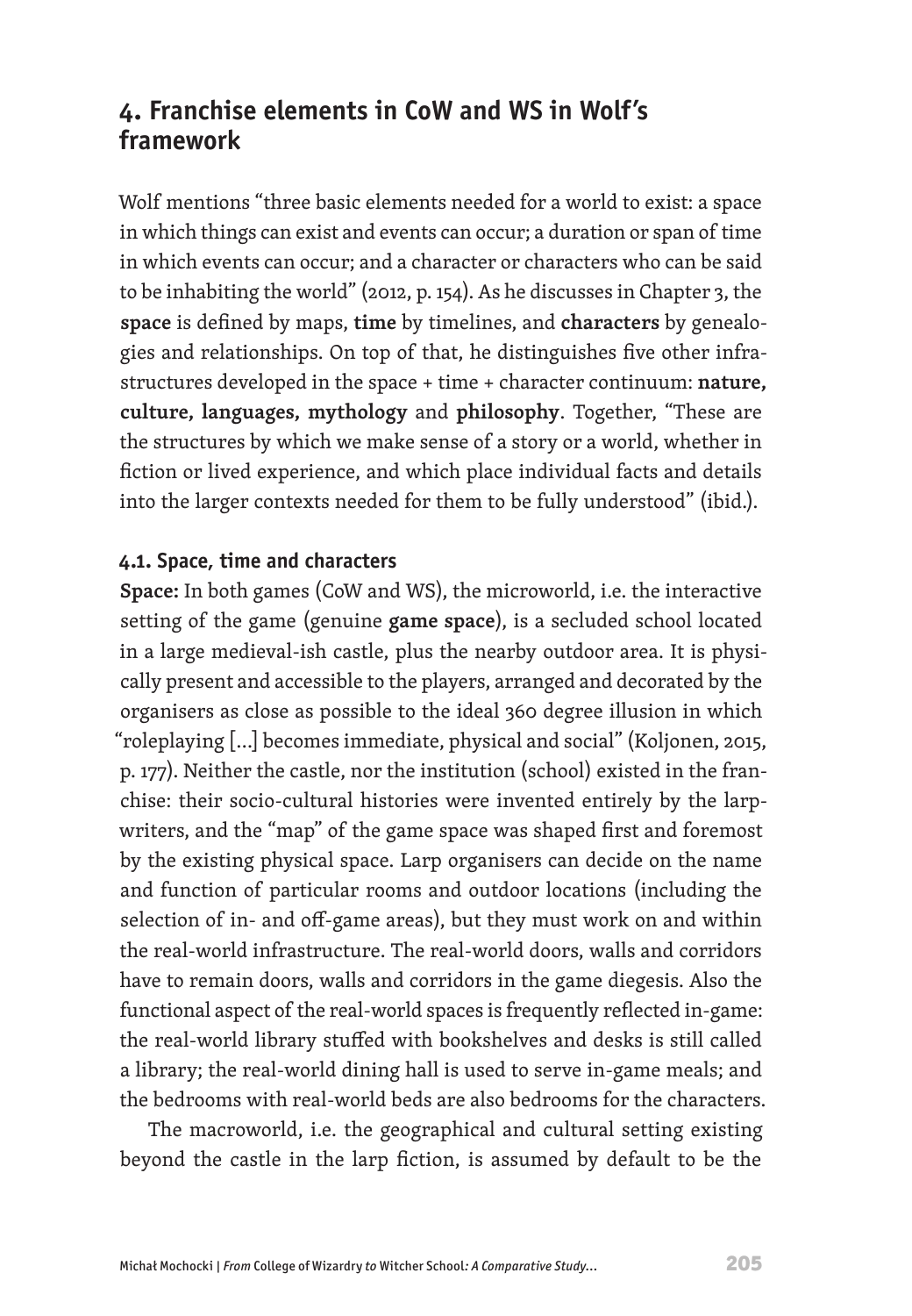## 4. Franchise elements in CoW and WS in Wolf's framework

Wolf mentions "three basic elements needed for a world to exist: a space in which things can exist and events can occur; a duration or span of time in which events can occur; and a character or characters who can be said to be inhabiting the world" (2012, p. 154). As he discusses in Chapter 3, the **space** is defined by maps, **time** by timelines, and **characters** by genealogies and relationships. On top of that, he distinguishes five other infrastructures developed in the space + time + character continuum: **nature, culture, languages, mythology** and **philosophy**. Together, "These are the structures by which we make sense of a story or a world, whether in fiction or lived experience, and which place individual facts and details into the larger contexts needed for them to be fully understood" (ibid.).

### 4.1. Space, time and characters

**Space:** In both games (CoW and WS), the microworld, i.e. the interactive setting of the game (genuine **game space**), is a secluded school located in a large medieval-ish castle, plus the nearby outdoor area. It is physically present and accessible to the players, arranged and decorated by the organisers as close as possible to the ideal 360 degree illusion in which "roleplaying [...] becomes immediate, physical and social" (Koljonen, 2015, p. 177). Neither the castle, nor the institution (school) existed in the franchise: their socio-cultural histories were invented entirely by the larpwriters, and the "map" of the game space was shaped first and foremost by the existing physical space. Larp organisers can decide on the name and function of particular rooms and outdoor locations (including the selection of in- and off-game areas), but they must work on and within the real-world infrastructure. The real-world doors, walls and corridors have to remain doors, walls and corridors in the game diegesis. Also the functional aspect of the real-world spaces is frequently reflected in-game: the real-world library stuffed with bookshelves and desks is still called a library; the real-world dining hall is used to serve in-game meals; and the bedrooms with real-world beds are also bedrooms for the characters.

The macroworld, i.e. the geographical and cultural setting existing beyond the castle in the larp fiction, is assumed by default to be the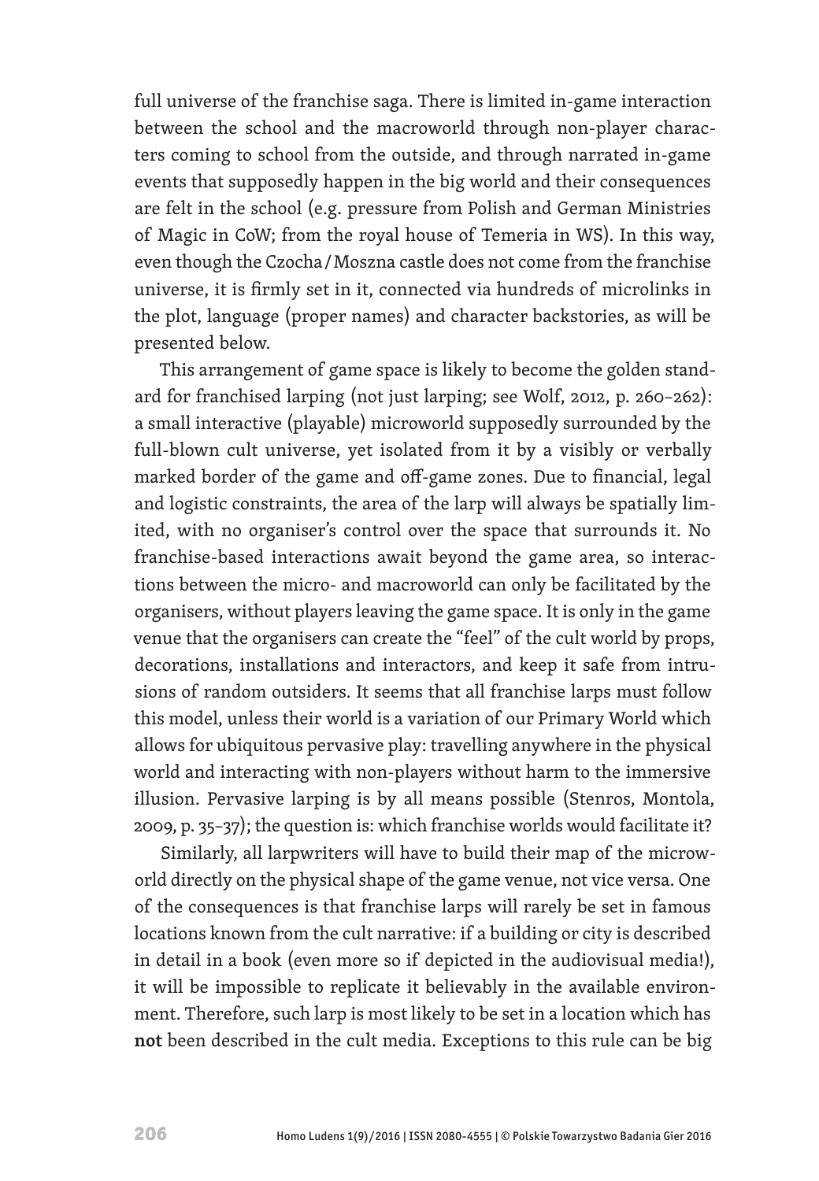full universe of the franchise saga. There is limited in-game interaction between the school and the macroworld through non-player characters coming to school from the outside, and through narrated in-game events that supposedly happen in the big world and their consequences are felt in the school (e.g. pressure from Polish and German Ministries of Magic in CoW; from the royal house of Temeria in WS). In this way, even though the Czocha / Moszna castle does not come from the franchise universe, it is firmly set in it, connected via hundreds of microlinks in the plot, language (proper names) and character backstories, as will be presented below.

This arrangement of game space is likely to become the golden standard for franchised larping (not just larping; see Wolf, 2012, p. 260–262): a small interactive (playable) microworld supposedly surrounded by the full-blown cult universe, yet isolated from it by a visibly or verbally marked border of the game and off-game zones. Due to financial, legal and logistic constraints, the area of the larp will always be spatially limited, with no organiser's control over the space that surrounds it. No franchise-based interactions await beyond the game area, so interactions between the micro- and macroworld can only be facilitated by the organisers, without players leaving the game space. It is only in the game venue that the organisers can create the "feel" of the cult world by props, decorations, installations and interactors, and keep it safe from intrusions of random outsiders. It seems that all franchise larps must follow this model, unless their world is a variation of our Primary World which allows for ubiquitous pervasive play: travelling anywhere in the physical world and interacting with non-players without harm to the immersive illusion. Pervasive larping is by all means possible (Stenros, Montola, 2009, p. 35–37); the question is: which franchise worlds would facilitate it?

Similarly, all larpwriters will have to build their map of the microworld directly on the physical shape of the game venue, not vice versa. One of the consequences is that franchise larps will rarely be set in famous locations known from the cult narrative: if a building or city is described in detail in a book (even more so if depicted in the audiovisual media!), it will be impossible to replicate it believably in the available environment. Therefore, such larp is most likely to be set in a location which has **not** been described in the cult media. Exceptions to this rule can be big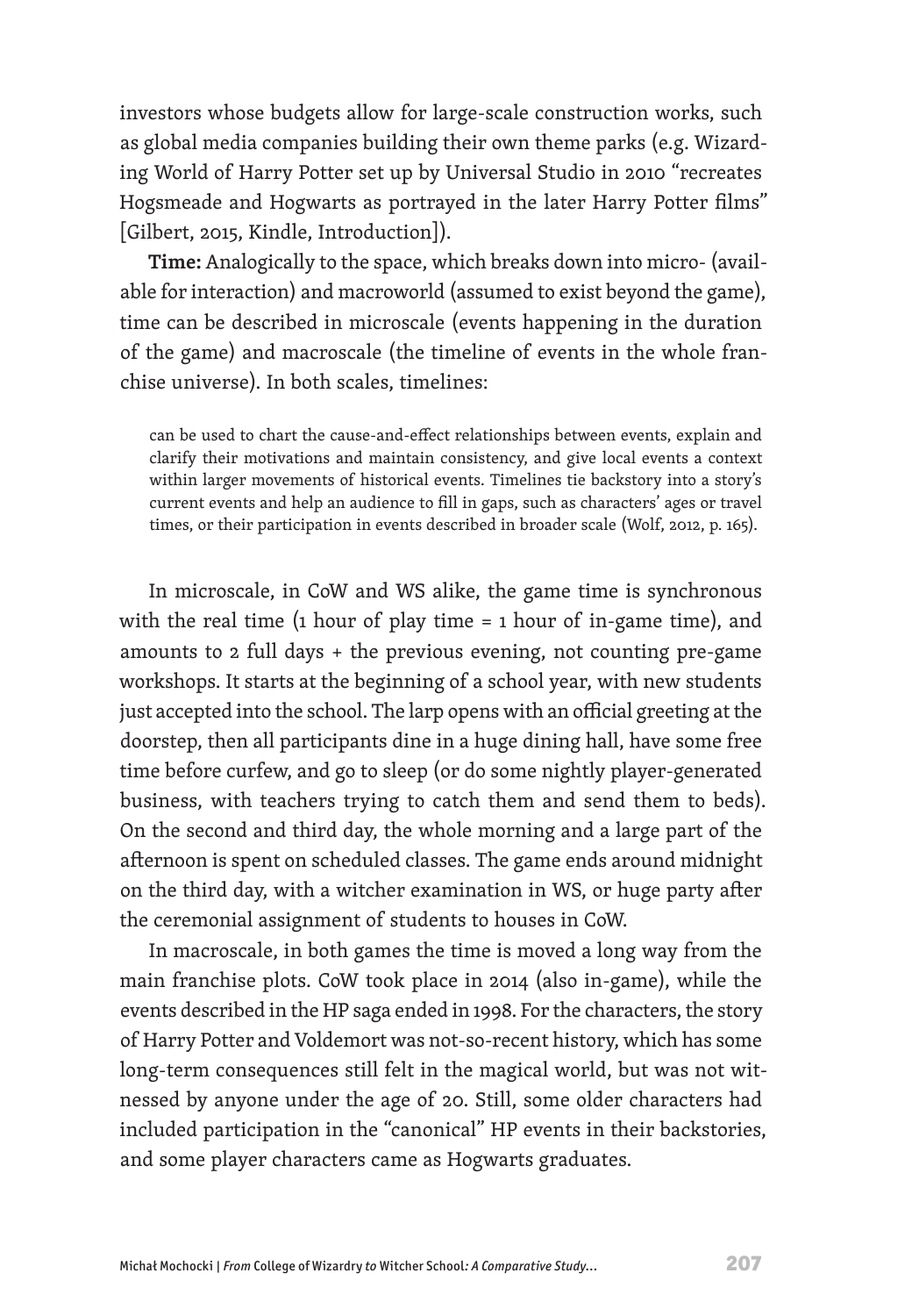investors whose budgets allow for large-scale construction works, such as global media companies building their own theme parks (e.g. Wizarding World of Harry Potter set up by Universal Studio in 2010 "recreates Hogsmeade and Hogwarts as portrayed in the later Harry Potter films" [Gilbert, 2015, Kindle, Introduction]).

**Time:** Analogically to the space, which breaks down into micro- (available for interaction) and macroworld (assumed to exist beyond the game), time can be described in microscale (events happening in the duration of the game) and macroscale (the timeline of events in the whole franchise universe). In both scales, timelines:

> can be used to chart the cause-and-effect relationships between events, explain and clarify their motivations and maintain consistency, and give local events a context within larger movements of historical events. Timelines tie backstory into a story's current events and help an audience to fill in gaps, such as characters' ages or travel times, or their participation in events described in broader scale (Wolf, 2012, p. 165).

In microscale, in CoW and WS alike, the game time is synchronous with the real time (1 hour of play time = 1 hour of in-game time), and amounts to 2 full days + the previous evening, not counting pre-game workshops. It starts at the beginning of a school year, with new students just accepted into the school. The larp opens with an official greeting at the doorstep, then all participants dine in a huge dining hall, have some free time before curfew, and go to sleep (or do some nightly player-generated business, with teachers trying to catch them and send them to beds). On the second and third day, the whole morning and a large part of the afternoon is spent on scheduled classes. The game ends around midnight on the third day, with a witcher examination in WS, or huge party after the ceremonial assignment of students to houses in CoW.

In macroscale, in both games the time is moved a long way from the main franchise plots. CoW took place in 2014 (also in-game), while the events described in the HP saga ended in 1998. For the characters, the story of Harry Potter and Voldemort was not-so-recent history, which has some long-term consequences still felt in the magical world, but was not witnessed by anyone under the age of 20. Still, some older characters had included participation in the "canonical" HP events in their backstories, and some player characters came as Hogwarts graduates.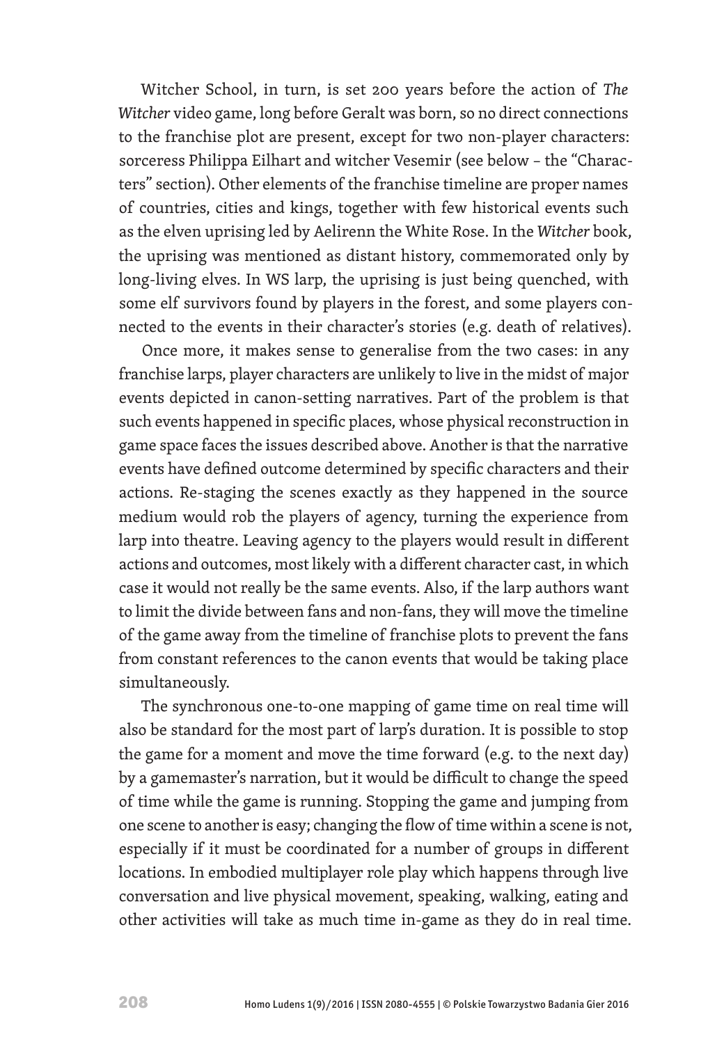Witcher School, in turn, is set 200 years before the action of *The Witcher* video game, long before Geralt was born, so no direct connections to the franchise plot are present, except for two non-player characters: sorceress Philippa Eilhart and witcher Vesemir (see below – the "Characters" section). Other elements of the franchise timeline are proper names of countries, cities and kings, together with few historical events such as the elven uprising led by Aelirenn the White Rose. In the *Witcher* book, the uprising was mentioned as distant history, commemorated only by long-living elves. In WS larp, the uprising is just being quenched, with some elf survivors found by players in the forest, and some players connected to the events in their character's stories (e.g. death of relatives).

Once more, it makes sense to generalise from the two cases: in any franchise larps, player characters are unlikely to live in the midst of major events depicted in canon-setting narratives. Part of the problem is that such events happened in specific places, whose physical reconstruction in game space faces the issues described above. Another is that the narrative events have defined outcome determined by specific characters and their actions. Re-staging the scenes exactly as they happened in the source medium would rob the players of agency, turning the experience from larp into theatre. Leaving agency to the players would result in different actions and outcomes, most likely with a different character cast, in which case it would not really be the same events. Also, if the larp authors want to limit the divide between fans and non-fans, they will move the timeline of the game away from the timeline of franchise plots to prevent the fans from constant references to the canon events that would be taking place simultaneously.

The synchronous one-to-one mapping of game time on real time will also be standard for the most part of larp's duration. It is possible to stop the game for a moment and move the time forward (e.g. to the next day) by a gamemaster's narration, but it would be difficult to change the speed of time while the game is running. Stopping the game and jumping from one scene to another is easy; changing the flow of time within a scene is not, especially if it must be coordinated for a number of groups in different locations. In embodied multiplayer role play which happens through live conversation and live physical movement, speaking, walking, eating and other activities will take as much time in-game as they do in real time.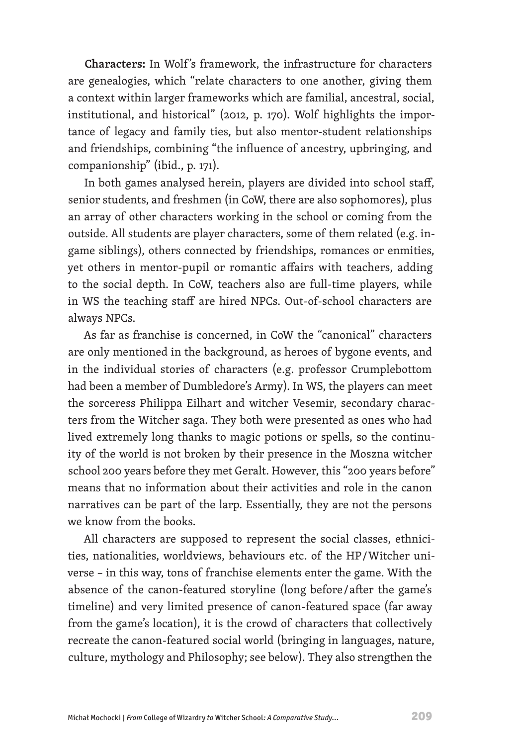**Characters:** In Wolf's framework, the infrastructure for characters are genealogies, which "relate characters to one another, giving them a context within larger frameworks which are familial, ancestral, social, institutional, and historical" (2012, p. 170). Wolf highlights the importance of legacy and family ties, but also mentor-student relationships and friendships, combining "the influence of ancestry, upbringing, and companionship" (ibid., p. 171).

In both games analysed herein, players are divided into school staff, senior students, and freshmen (in CoW, there are also sophomores), plus an array of other characters working in the school or coming from the outside. All students are player characters, some of them related (e.g. in-game siblings), others connected by friendships, romances or enmities, yet others in mentor-pupil or romantic affairs with teachers, adding to the social depth. In CoW, teachers also are full-time players, while in WS the teaching staff are hired NPCs. Out-of-school characters are always NPCs.

As far as franchise is concerned, in CoW the "canonical" characters are only mentioned in the background, as heroes of bygone events, and in the individual stories of characters (e.g. professor Crumplebottom had been a member of Dumbledore's Army). In WS, the players can meet the sorceress Philippa Eilhart and witcher Vesemir, secondary characters from the Witcher saga. They both were presented as ones who had lived extremely long thanks to magic potions or spells, so the continuity of the world is not broken by their presence in the Moszna witcher school 200 years before they met Geralt. However, this "200 years before" means that no information about their activities and role in the canon narratives can be part of the larp. Essentially, they are not the persons we know from the books.

All characters are supposed to represent the social classes, ethnicities, nationalities, worldviews, behaviours etc. of the HP/Witcher universe – in this way, tons of franchise elements enter the game. With the absence of the canon-featured storyline (long before/after the game's timeline) and very limited presence of canon-featured space (far away from the game's location), it is the crowd of characters that collectively recreate the canon-featured social world (bringing in languages, nature, culture, mythology and Philosophy; see below). They also strengthen the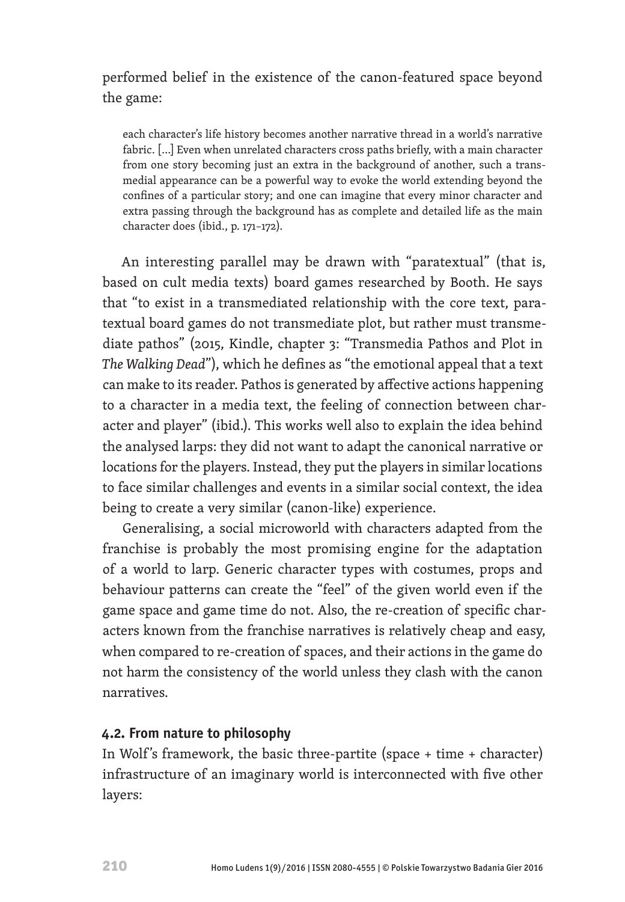performed belief in the existence of the canon-featured space beyond the game:

> each character's life history becomes another narrative thread in a world's narrative fabric. […] Even when unrelated characters cross paths briefly, with a main character from one story becoming just an extra in the background of another, such a transmedial appearance can be a powerful way to evoke the world extending beyond the confines of a particular story; and one can imagine that every minor character and extra passing through the background has as complete and detailed life as the main character does (ibid., p. 171–172).

An interesting parallel may be drawn with "paratextual" (that is, based on cult media texts) board games researched by Booth. He says that "to exist in a transmediated relationship with the core text, paratextual board games do not transmediate plot, but rather must transmediate pathos" (2015, Kindle, chapter 3: "Transmedia Pathos and Plot in *The Walking Dead*"), which he defines as "the emotional appeal that a text can make to its reader. Pathos is generated by affective actions happening to a character in a media text, the feeling of connection between character and player" (ibid.). This works well also to explain the idea behind the analysed larps: they did not want to adapt the canonical narrative or locations for the players. Instead, they put the players in similar locations to face similar challenges and events in a similar social context, the idea being to create a very similar (canon-like) experience.

Generalising, a social microworld with characters adapted from the franchise is probably the most promising engine for the adaptation of a world to larp. Generic character types with costumes, props and behaviour patterns can create the "feel" of the given world even if the game space and game time do not. Also, the re-creation of specific characters known from the franchise narratives is relatively cheap and easy, when compared to re-creation of spaces, and their actions in the game do not harm the consistency of the world unless they clash with the canon narratives.

### 4.2. From nature to philosophy

In Wolf's framework, the basic three-partite (space + time + character) infrastructure of an imaginary world is interconnected with five other layers: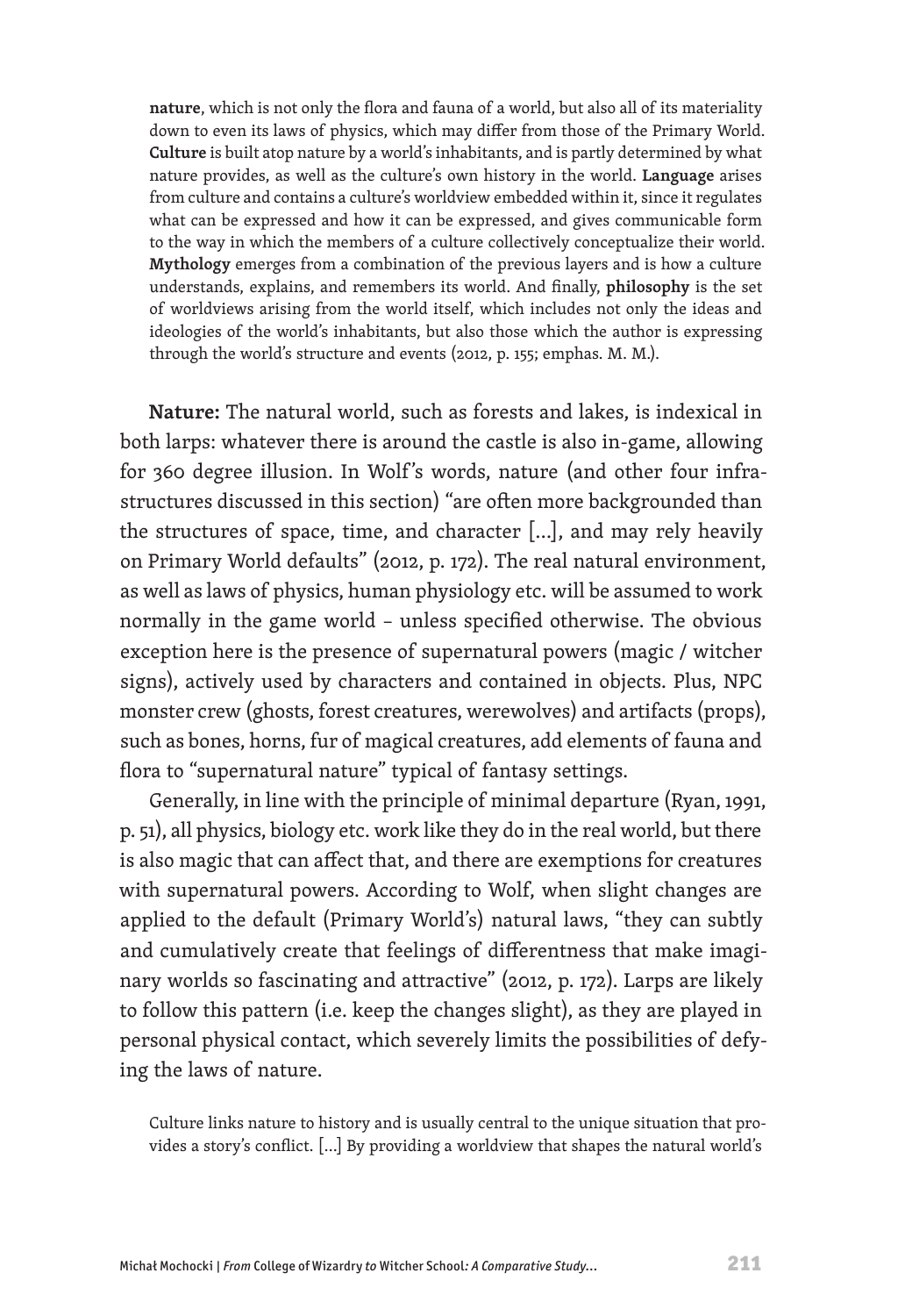**nature**, which is not only the flora and fauna of a world, but also all of its materiality down to even its laws of physics, which may differ from those of the Primary World. **Culture** is built atop nature by a world's inhabitants, and is partly determined by what nature provides, as well as the culture's own history in the world. **Language** arises from culture and contains a culture's worldview embedded within it, since it regulates what can be expressed and how it can be expressed, and gives communicable form to the way in which the members of a culture collectively conceptualize their world. **Mythology** emerges from a combination of the previous layers and is how a culture understands, explains, and remembers its world. And finally, **philosophy** is the set of worldviews arising from the world itself, which includes not only the ideas and ideologies of the world's inhabitants, but also those which the author is expressing through the world's structure and events (2012, p. 155; emphas. M. M.).

**Nature:** The natural world, such as forests and lakes, is indexical in both larps: whatever there is around the castle is also in-game, allowing for 360 degree illusion. In Wolf's words, nature (and other four infrastructures discussed in this section) "are often more backgrounded than the structures of space, time, and character […], and may rely heavily on Primary World defaults" (2012, p. 172). The real natural environment, as well as laws of physics, human physiology etc. will be assumed to work normally in the game world – unless specified otherwise. The obvious exception here is the presence of supernatural powers (magic / witcher signs), actively used by characters and contained in objects. Plus, NPC monster crew (ghosts, forest creatures, werewolves) and artifacts (props), such as bones, horns, fur of magical creatures, add elements of fauna and flora to "supernatural nature" typical of fantasy settings.

Generally, in line with the principle of minimal departure (Ryan, 1991, p. 51), all physics, biology etc. work like they do in the real world, but there is also magic that can affect that, and there are exemptions for creatures with supernatural powers. According to Wolf, when slight changes are applied to the default (Primary World's) natural laws, "they can subtly and cumulatively create that feelings of differentness that make imaginary worlds so fascinating and attractive" (2012, p. 172). Larps are likely to follow this pattern (i.e. keep the changes slight), as they are played in personal physical contact, which severely limits the possibilities of defying the laws of nature.

Culture links nature to history and is usually central to the unique situation that provides a story's conflict. […] By providing a worldview that shapes the natural world's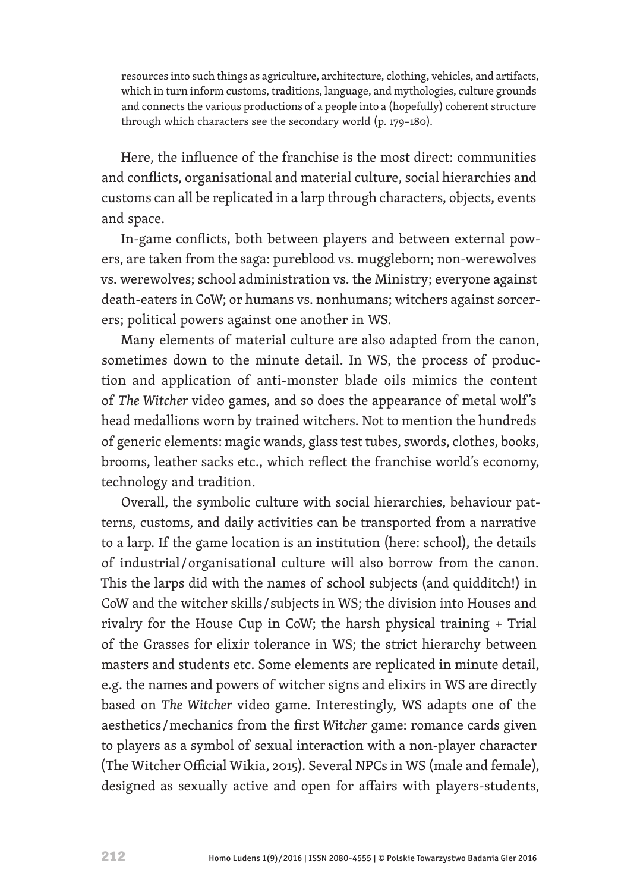> resources into such things as agriculture, architecture, clothing, vehicles, and artifacts, which in turn inform customs, traditions, language, and mythologies, culture grounds and connects the various productions of a people into a (hopefully) coherent structure through which characters see the secondary world (p. 179–180).

Here, the influence of the franchise is the most direct: communities and conflicts, organisational and material culture, social hierarchies and customs can all be replicated in a larp through characters, objects, events and space.

In-game conflicts, both between players and between external powers, are taken from the saga: pureblood vs. muggleborn; non-werewolves vs. werewolves; school administration vs. the Ministry; everyone against death-eaters in CoW; or humans vs. nonhumans; witchers against sorcerers; political powers against one another in WS.

Many elements of material culture are also adapted from the canon, sometimes down to the minute detail. In WS, the process of production and application of anti-monster blade oils mimics the content of *The Witcher* video games, and so does the appearance of metal wolf's head medallions worn by trained witchers. Not to mention the hundreds of generic elements: magic wands, glass test tubes, swords, clothes, books, brooms, leather sacks etc., which reflect the franchise world's economy, technology and tradition.

Overall, the symbolic culture with social hierarchies, behaviour patterns, customs, and daily activities can be transported from a narrative to a larp. If the game location is an institution (here: school), the details of industrial/organisational culture will also borrow from the canon. This the larps did with the names of school subjects (and quidditch!) in CoW and the witcher skills/subjects in WS; the division into Houses and rivalry for the House Cup in CoW; the harsh physical training + Trial of the Grasses for elixir tolerance in WS; the strict hierarchy between masters and students etc. Some elements are replicated in minute detail, e.g. the names and powers of witcher signs and elixirs in WS are directly based on *The Witcher* video game. Interestingly, WS adapts one of the aesthetics/mechanics from the first *Witcher* game: romance cards given to players as a symbol of sexual interaction with a non-player character (The Witcher Official Wikia, 2015). Several NPCs in WS (male and female), designed as sexually active and open for affairs with players-students,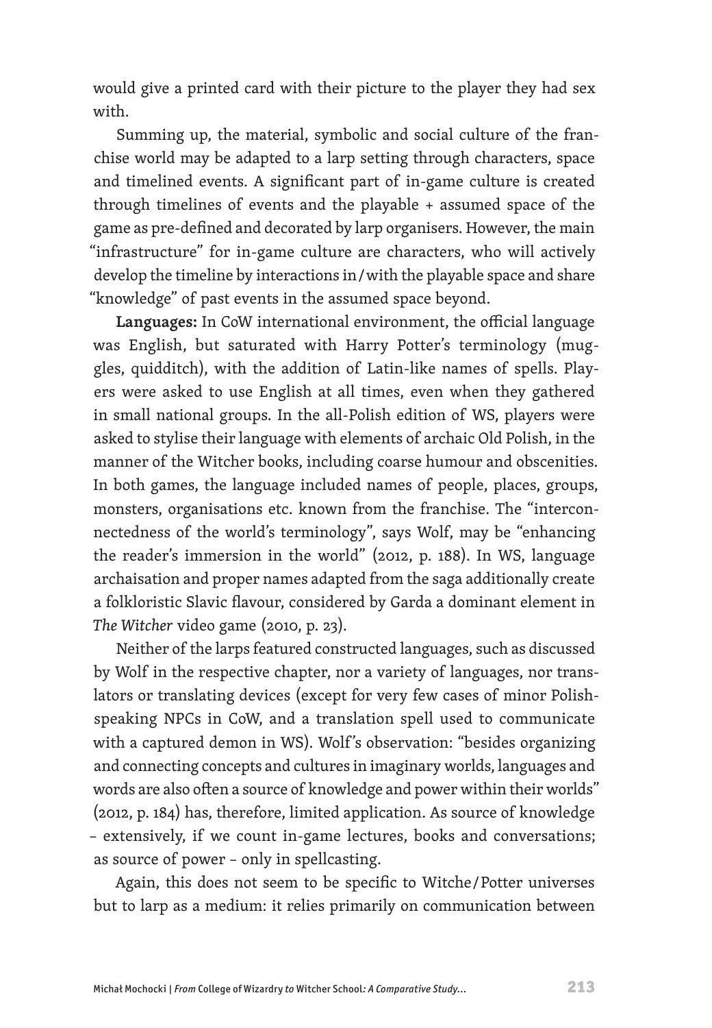would give a printed card with their picture to the player they had sex with.

Summing up, the material, symbolic and social culture of the franchise world may be adapted to a larp setting through characters, space and timelined events. A significant part of in-game culture is created through timelines of events and the playable + assumed space of the game as pre-defined and decorated by larp organisers. However, the main "infrastructure" for in-game culture are characters, who will actively develop the timeline by interactions in/with the playable space and share "knowledge" of past events in the assumed space beyond.

**Languages:** In CoW international environment, the official language was English, but saturated with Harry Potter's terminology (muggles, quidditch), with the addition of Latin-like names of spells. Players were asked to use English at all times, even when they gathered in small national groups. In the all-Polish edition of WS, players were asked to stylise their language with elements of archaic Old Polish, in the manner of the Witcher books, including coarse humour and obscenities. In both games, the language included names of people, places, groups, monsters, organisations etc. known from the franchise. The "interconnectedness of the world's terminology", says Wolf, may be "enhancing the reader's immersion in the world" (2012, p. 188). In WS, language archaisation and proper names adapted from the saga additionally create a folkloristic Slavic flavour, considered by Garda a dominant element in *The Witcher* video game (2010, p. 23).

Neither of the larps featured constructed languages, such as discussed by Wolf in the respective chapter, nor a variety of languages, nor translators or translating devices (except for very few cases of minor Polish-speaking NPCs in CoW, and a translation spell used to communicate with a captured demon in WS). Wolf's observation: "besides organizing and connecting concepts and cultures in imaginary worlds, languages and words are also often a source of knowledge and power within their worlds" (2012, p. 184) has, therefore, limited application. As source of knowledge – extensively, if we count in-game lectures, books and conversations; as source of power – only in spellcasting.

Again, this does not seem to be specific to Witche/Potter universes but to larp as a medium: it relies primarily on communication between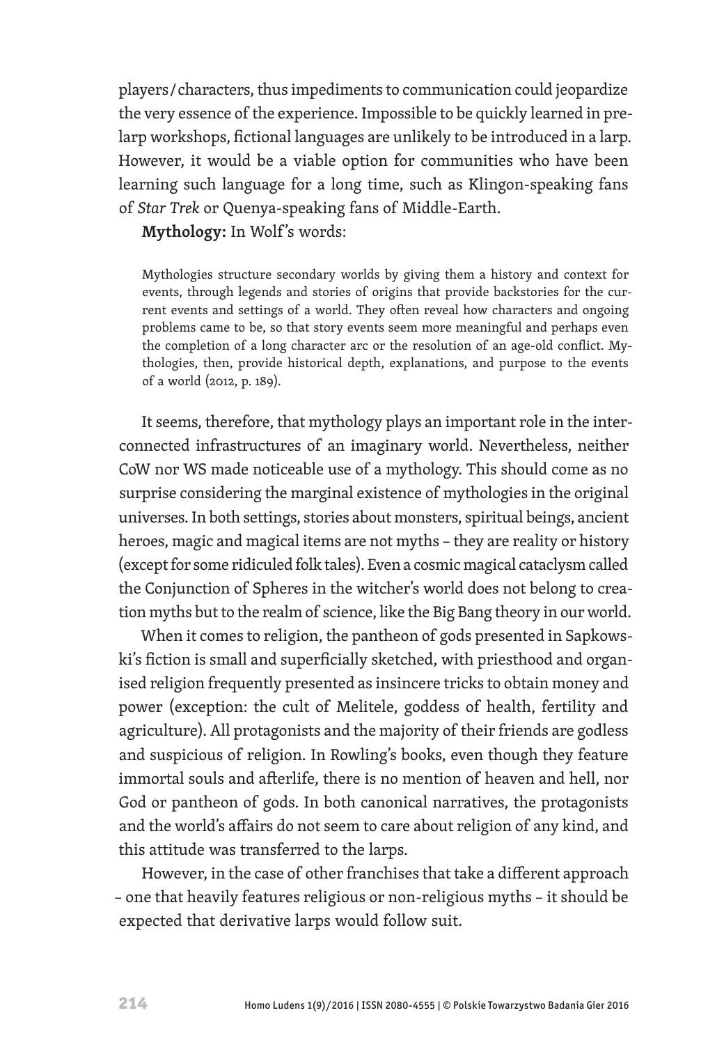players/characters, thus impediments to communication could jeopardize the very essence of the experience. Impossible to be quickly learned in pre-larp workshops, fictional languages are unlikely to be introduced in a larp. However, it would be a viable option for communities who have been learning such language for a long time, such as Klingon-speaking fans of *Star Trek* or Quenya-speaking fans of Middle-Earth.

**Mythology:** In Wolf's words:

> Mythologies structure secondary worlds by giving them a history and context for events, through legends and stories of origins that provide backstories for the current events and settings of a world. They often reveal how characters and ongoing problems came to be, so that story events seem more meaningful and perhaps even the completion of a long character arc or the resolution of an age-old conflict. Mythologies, then, provide historical depth, explanations, and purpose to the events of a world (2012, p. 189).

It seems, therefore, that mythology plays an important role in the interconnected infrastructures of an imaginary world. Nevertheless, neither CoW nor WS made noticeable use of a mythology. This should come as no surprise considering the marginal existence of mythologies in the original universes. In both settings, stories about monsters, spiritual beings, ancient heroes, magic and magical items are not myths – they are reality or history (except for some ridiculed folk tales). Even a cosmic magical cataclysm called the Conjunction of Spheres in the witcher's world does not belong to creation myths but to the realm of science, like the Big Bang theory in our world.

When it comes to religion, the pantheon of gods presented in Sapkowski's fiction is small and superficially sketched, with priesthood and organised religion frequently presented as insincere tricks to obtain money and power (exception: the cult of Melitele, goddess of health, fertility and agriculture). All protagonists and the majority of their friends are godless and suspicious of religion. In Rowling's books, even though they feature immortal souls and afterlife, there is no mention of heaven and hell, nor God or pantheon of gods. In both canonical narratives, the protagonists and the world's affairs do not seem to care about religion of any kind, and this attitude was transferred to the larps.

However, in the case of other franchises that take a different approach – one that heavily features religious or non-religious myths – it should be expected that derivative larps would follow suit.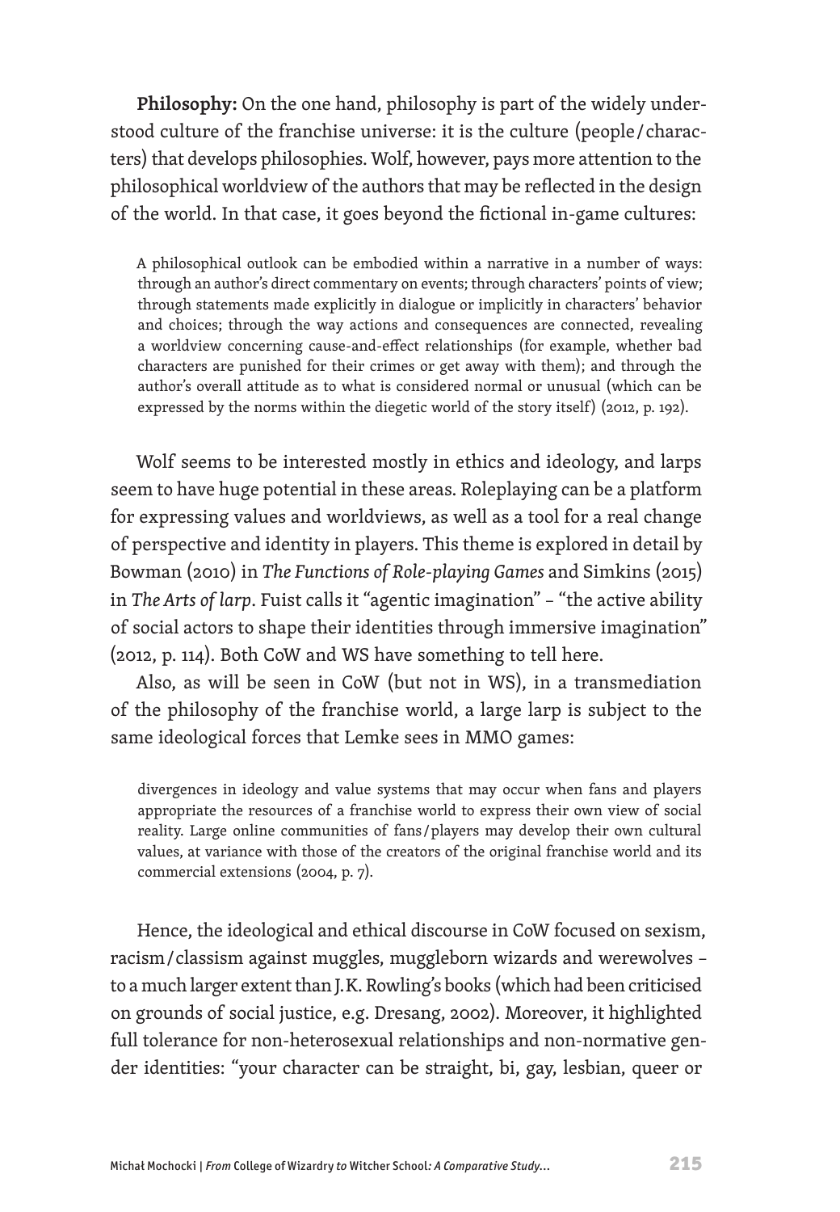**Philosophy:** On the one hand, philosophy is part of the widely understood culture of the franchise universe: it is the culture (people/characters) that develops philosophies. Wolf, however, pays more attention to the philosophical worldview of the authors that may be reflected in the design of the world. In that case, it goes beyond the fictional in-game cultures:

> A philosophical outlook can be embodied within a narrative in a number of ways: through an author's direct commentary on events; through characters' points of view; through statements made explicitly in dialogue or implicitly in characters' behavior and choices; through the way actions and consequences are connected, revealing a worldview concerning cause-and-effect relationships (for example, whether bad characters are punished for their crimes or get away with them); and through the author's overall attitude as to what is considered normal or unusual (which can be expressed by the norms within the diegetic world of the story itself) (2012, p. 192).

Wolf seems to be interested mostly in ethics and ideology, and larps seem to have huge potential in these areas. Roleplaying can be a platform for expressing values and worldviews, as well as a tool for a real change of perspective and identity in players. This theme is explored in detail by Bowman (2010) in *The Functions of Role-playing Games* and Simkins (2015) in *The Arts of larp*. Fuist calls it "agentic imagination" – "the active ability of social actors to shape their identities through immersive imagination" (2012, p. 114). Both CoW and WS have something to tell here.

Also, as will be seen in CoW (but not in WS), in a transmediation of the philosophy of the franchise world, a large larp is subject to the same ideological forces that Lemke sees in MMO games:

> divergences in ideology and value systems that may occur when fans and players appropriate the resources of a franchise world to express their own view of social reality. Large online communities of fans/players may develop their own cultural values, at variance with those of the creators of the original franchise world and its commercial extensions (2004, p. 7).

Hence, the ideological and ethical discourse in CoW focused on sexism, racism/classism against muggles, muggleborn wizards and werewolves – to a much larger extent than J.K. Rowling's books (which had been criticised on grounds of social justice, e.g. Dresang, 2002). Moreover, it highlighted full tolerance for non-heterosexual relationships and non-normative gender identities: "your character can be straight, bi, gay, lesbian, queer or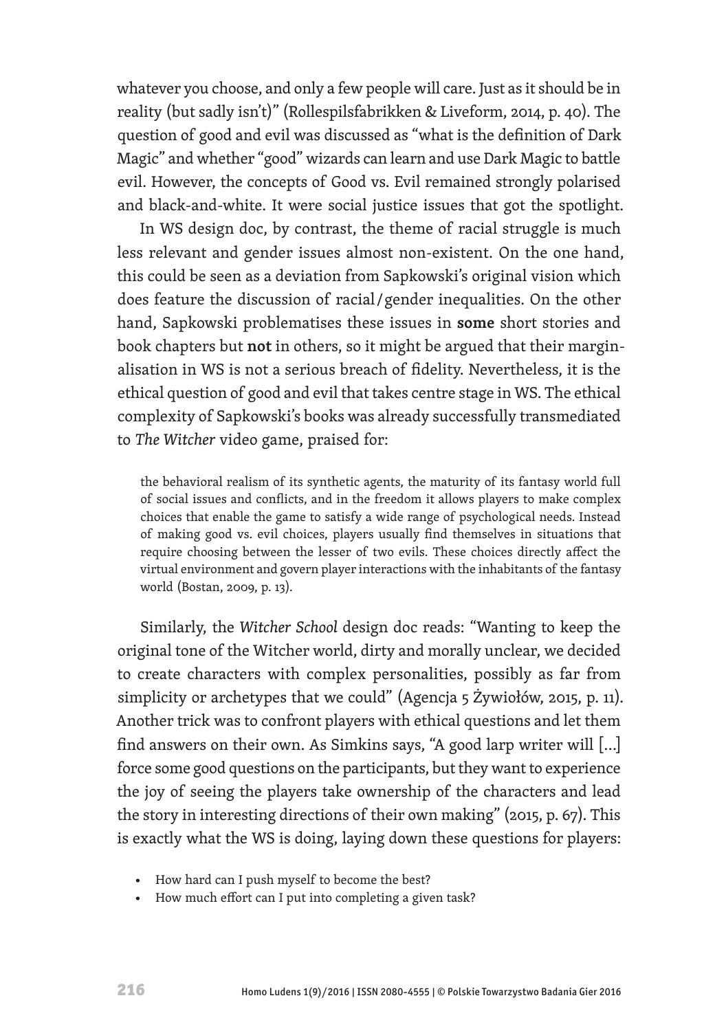whatever you choose, and only a few people will care. Just as it should be in reality (but sadly isn't)" (Rollespilsfabrikken & Liveform, 2014, p. 40). The question of good and evil was discussed as "what is the definition of Dark Magic" and whether "good" wizards can learn and use Dark Magic to battle evil. However, the concepts of Good vs. Evil remained strongly polarised and black-and-white. It were social justice issues that got the spotlight.

In WS design doc, by contrast, the theme of racial struggle is much less relevant and gender issues almost non-existent. On the one hand, this could be seen as a deviation from Sapkowski's original vision which does feature the discussion of racial/gender inequalities. On the other hand, Sapkowski problematises these issues in **some** short stories and book chapters but **not** in others, so it might be argued that their marginalisation in WS is not a serious breach of fidelity. Nevertheless, it is the ethical question of good and evil that takes centre stage in WS. The ethical complexity of Sapkowski's books was already successfully transmediated to *The Witcher* video game, praised for:

> the behavioral realism of its synthetic agents, the maturity of its fantasy world full of social issues and conflicts, and in the freedom it allows players to make complex choices that enable the game to satisfy a wide range of psychological needs. Instead of making good vs. evil choices, players usually find themselves in situations that require choosing between the lesser of two evils. These choices directly affect the virtual environment and govern player interactions with the inhabitants of the fantasy world (Bostan, 2009, p. 13).

Similarly, the *Witcher School* design doc reads: "Wanting to keep the original tone of the Witcher world, dirty and morally unclear, we decided to create characters with complex personalities, possibly as far from simplicity or archetypes that we could" (Agencja 5 Żywiołów, 2015, p. 11). Another trick was to confront players with ethical questions and let them find answers on their own. As Simkins says, "A good larp writer will [...] force some good questions on the participants, but they want to experience the joy of seeing the players take ownership of the characters and lead the story in interesting directions of their own making" (2015, p. 67). This is exactly what the WS is doing, laying down these questions for players:

- How hard can I push myself to become the best?
- How much effort can I put into completing a given task?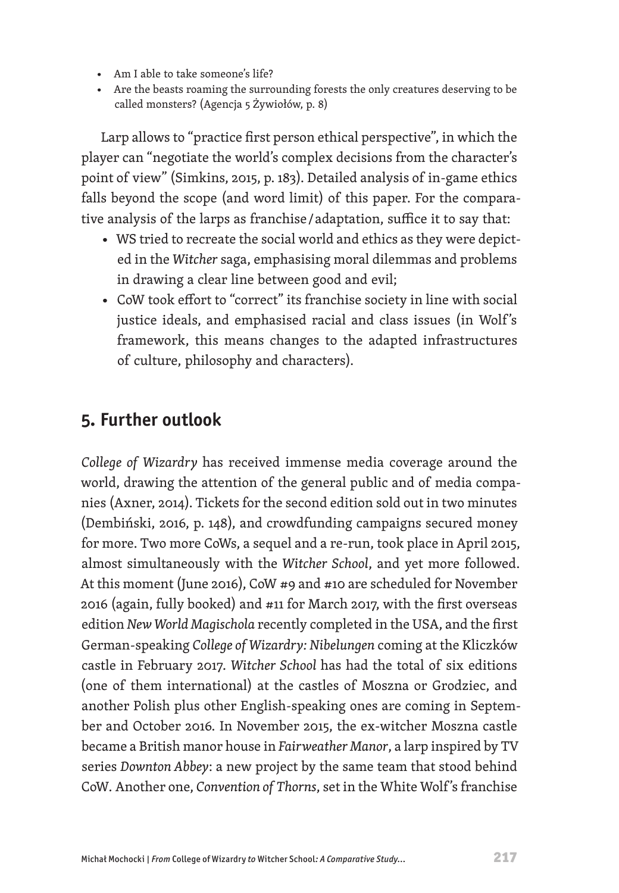- Am I able to take someone's life?
- Are the beasts roaming the surrounding forests the only creatures deserving to be called monsters? (Agencja 5 Żywiołów, p. 8)

Larp allows to "practice first person ethical perspective", in which the player can "negotiate the world's complex decisions from the character's point of view" (Simkins, 2015, p. 183). Detailed analysis of in-game ethics falls beyond the scope (and word limit) of this paper. For the comparative analysis of the larps as franchise / adaptation, suffice it to say that:

- WS tried to recreate the social world and ethics as they were depicted in the *Witcher* saga, emphasising moral dilemmas and problems in drawing a clear line between good and evil;
- CoW took effort to "correct" its franchise society in line with social justice ideals, and emphasised racial and class issues (in Wolf's framework, this means changes to the adapted infrastructures of culture, philosophy and characters).

## 5. Further outlook

*College of Wizardry* has received immense media coverage around the world, drawing the attention of the general public and of media companies (Axner, 2014). Tickets for the second edition sold out in two minutes (Dembiński, 2016, p. 148), and crowdfunding campaigns secured money for more. Two more CoWs, a sequel and a re-run, took place in April 2015, almost simultaneously with the *Witcher School*, and yet more followed. At this moment (June 2016), CoW #9 and #10 are scheduled for November 2016 (again, fully booked) and #11 for March 2017, with the first overseas edition *New World Magischola* recently completed in the USA, and the first German-speaking *College of Wizardry: Nibelungen* coming at the Kliczków castle in February 2017. *Witcher School* has had the total of six editions (one of them international) at the castles of Moszna or Grodziec, and another Polish plus other English-speaking ones are coming in September and October 2016. In November 2015, the ex-witcher Moszna castle became a British manor house in *Fairweather Manor*, a larp inspired by TV series *Downton Abbey*: a new project by the same team that stood behind CoW. Another one, *Convention of Thorns*, set in the White Wolf's franchise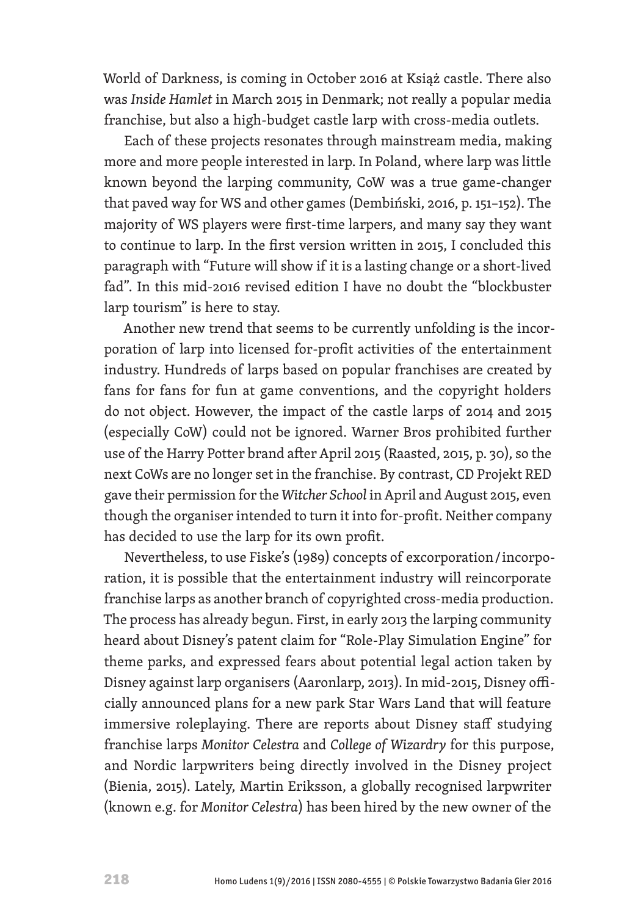World of Darkness, is coming in October 2016 at Książ castle. There also was *Inside Hamlet* in March 2015 in Denmark; not really a popular media franchise, but also a high-budget castle larp with cross-media outlets.

Each of these projects resonates through mainstream media, making more and more people interested in larp. In Poland, where larp was little known beyond the larping community, CoW was a true game-changer that paved way for WS and other games (Dembiński, 2016, p. 151–152). The majority of WS players were first-time larpers, and many say they want to continue to larp. In the first version written in 2015, I concluded this paragraph with "Future will show if it is a lasting change or a short-lived fad". In this mid-2016 revised edition I have no doubt the "blockbuster larp tourism" is here to stay.

Another new trend that seems to be currently unfolding is the incorporation of larp into licensed for-profit activities of the entertainment industry. Hundreds of larps based on popular franchises are created by fans for fans for fun at game conventions, and the copyright holders do not object. However, the impact of the castle larps of 2014 and 2015 (especially CoW) could not be ignored. Warner Bros prohibited further use of the Harry Potter brand after April 2015 (Raasted, 2015, p. 30), so the next CoWs are no longer set in the franchise. By contrast, CD Projekt RED gave their permission for the *Witcher School* in April and August 2015, even though the organiser intended to turn it into for-profit. Neither company has decided to use the larp for its own profit.

Nevertheless, to use Fiske's (1989) concepts of excorporation/incorporation, it is possible that the entertainment industry will reincorporate franchise larps as another branch of copyrighted cross-media production. The process has already begun. First, in early 2013 the larping community heard about Disney's patent claim for "Role-Play Simulation Engine" for theme parks, and expressed fears about potential legal action taken by Disney against larp organisers (Aaronlarp, 2013). In mid-2015, Disney officially announced plans for a new park Star Wars Land that will feature immersive roleplaying. There are reports about Disney staff studying franchise larps *Monitor Celestra* and *College of Wizardry* for this purpose, and Nordic larpwriters being directly involved in the Disney project (Bienia, 2015). Lately, Martin Eriksson, a globally recognised larpwriter (known e.g. for *Monitor Celestra*) has been hired by the new owner of the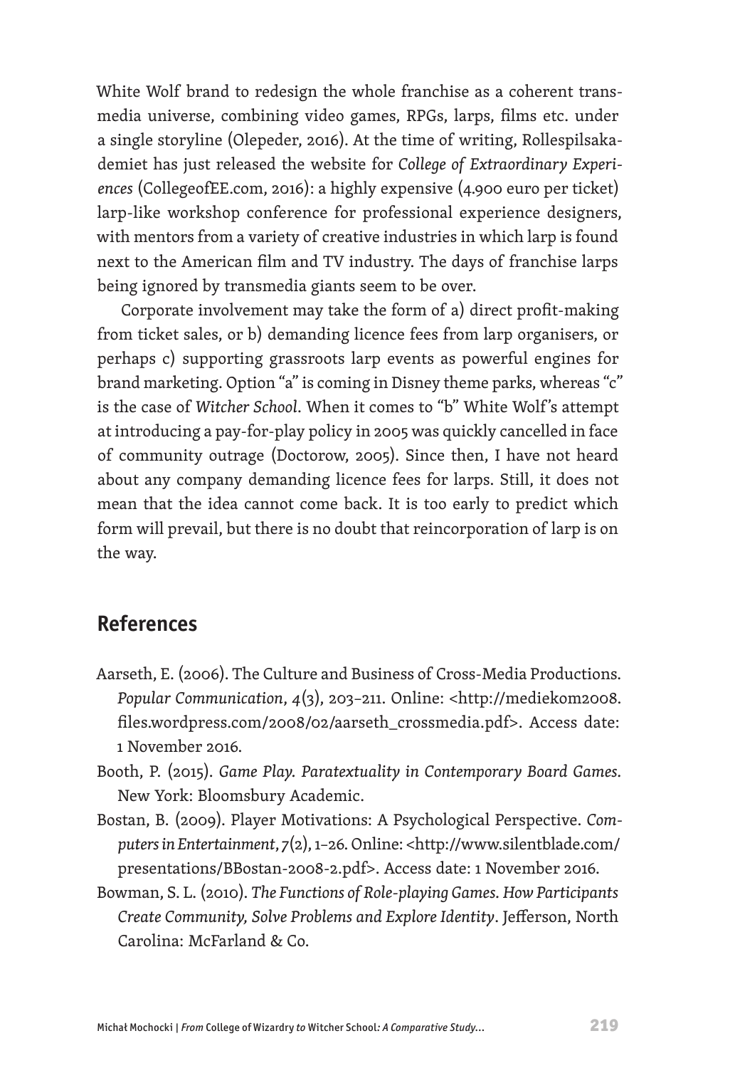White Wolf brand to redesign the whole franchise as a coherent transmedia universe, combining video games, RPGs, larps, films etc. under a single storyline (Olepeder, 2016). At the time of writing, Rollespilsakademiet has just released the website for *College of Extraordinary Experiences* (CollegeofEE.com, 2016): a highly expensive (4.900 euro per ticket) larp-like workshop conference for professional experience designers, with mentors from a variety of creative industries in which larp is found next to the American film and TV industry. The days of franchise larps being ignored by transmedia giants seem to be over.

Corporate involvement may take the form of a) direct profit-making from ticket sales, or b) demanding licence fees from larp organisers, or perhaps c) supporting grassroots larp events as powerful engines for brand marketing. Option "a" is coming in Disney theme parks, whereas "c" is the case of *Witcher School*. When it comes to "b" White Wolf's attempt at introducing a pay-for-play policy in 2005 was quickly cancelled in face of community outrage (Doctorow, 2005). Since then, I have not heard about any company demanding licence fees for larps. Still, it does not mean that the idea cannot come back. It is too early to predict which form will prevail, but there is no doubt that reincorporation of larp is on the way.

## References

Aarseth, E. (2006). The Culture and Business of Cross-Media Productions. *Popular Communication*, *4*(3), 203–211. Online: <http://mediekom2008.files.wordpress.com/2008/02/aarseth_crossmedia.pdf>. Access date: 1 November 2016.

Booth, P. (2015). *Game Play. Paratextuality in Contemporary Board Games.* New York: Bloomsbury Academic.

Bostan, B. (2009). Player Motivations: A Psychological Perspective. *Computers in Entertainment*, *7*(2), 1–26. Online: <http://www.silentblade.com/presentations/BBostan-2008-2.pdf>. Access date: 1 November 2016.

Bowman, S. L. (2010). *The Functions of Role-playing Games. How Participants Create Community, Solve Problems and Explore Identity*. Jefferson, North Carolina: McFarland & Co.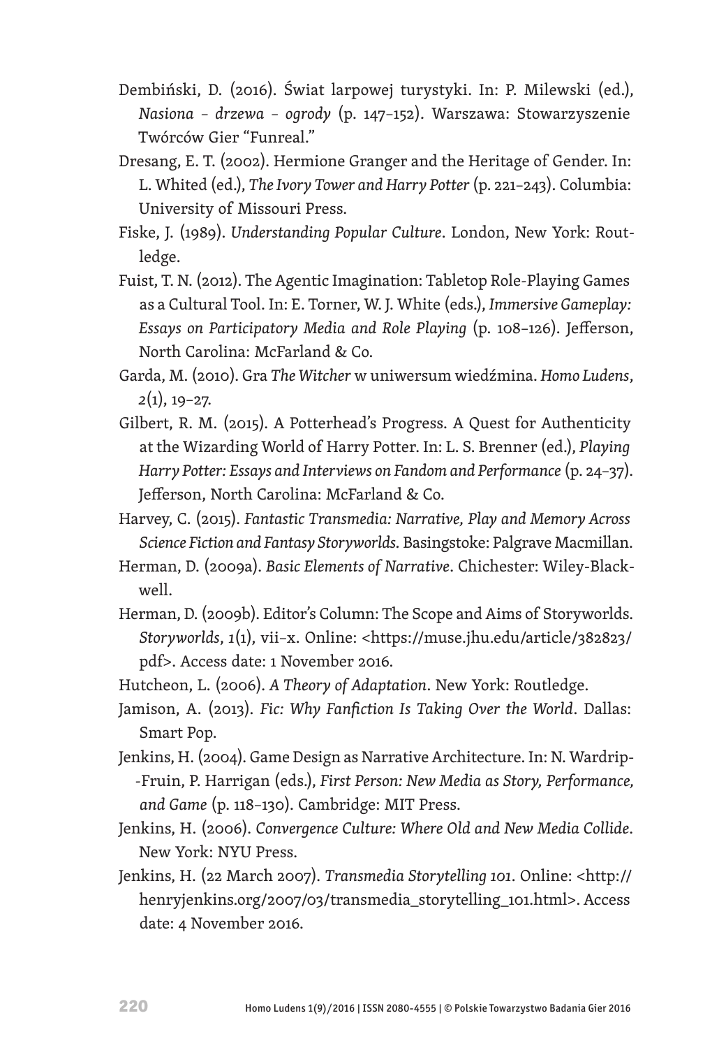Dembiński, D. (2016). Świat larpowej turystyki. In: P. Milewski (ed.), *Nasiona – drzewa – ogrody* (p. 147–152). Warszawa: Stowarzyszenie Twórców Gier "Funreal."

Dresang, E. T. (2002). Hermione Granger and the Heritage of Gender. In: L. Whited (ed.), *The Ivory Tower and Harry Potter* (p. 221–243). Columbia: University of Missouri Press.

Fiske, J. (1989). *Understanding Popular Culture*. London, New York: Routledge.

Fuist, T. N. (2012). The Agentic Imagination: Tabletop Role-Playing Games as a Cultural Tool. In: E. Torner, W. J. White (eds.), *Immersive Gameplay: Essays on Participatory Media and Role Playing* (p. 108–126). Jefferson, North Carolina: McFarland & Co.

Garda, M. (2010). Gra *The Witcher* w uniwersum wiedźmina. *Homo Ludens*, *2*(1), 19–27.

Gilbert, R. M. (2015). A Potterhead's Progress. A Quest for Authenticity at the Wizarding World of Harry Potter. In: L. S. Brenner (ed.), *Playing Harry Potter: Essays and Interviews on Fandom and Performance* (p. 24–37). Jefferson, North Carolina: McFarland & Co.

Harvey, C. (2015). *Fantastic Transmedia: Narrative, Play and Memory Across Science Fiction and Fantasy Storyworlds*. Basingstoke: Palgrave Macmillan.

Herman, D. (2009a). *Basic Elements of Narrative*. Chichester: Wiley-Blackwell.

Herman, D. (2009b). Editor's Column: The Scope and Aims of Storyworlds. *Storyworlds*, *1*(1), vii–x. Online: <https://muse.jhu.edu/article/382823/pdf>. Access date: 1 November 2016.

Hutcheon, L. (2006). *A Theory of Adaptation*. New York: Routledge.

Jamison, A. (2013). *Fic: Why Fanfiction Is Taking Over the World*. Dallas: Smart Pop.

Jenkins, H. (2004). Game Design as Narrative Architecture. In: N. Wardrip--Fruin, P. Harrigan (eds.), *First Person: New Media as Story, Performance, and Game* (p. 118–130). Cambridge: MIT Press.

Jenkins, H. (2006). *Convergence Culture: Where Old and New Media Collide*. New York: NYU Press.

Jenkins, H. (22 March 2007). *Transmedia Storytelling 101*. Online: <http://henryjenkins.org/2007/03/transmedia_storytelling_101.html>. Access date: 4 November 2016.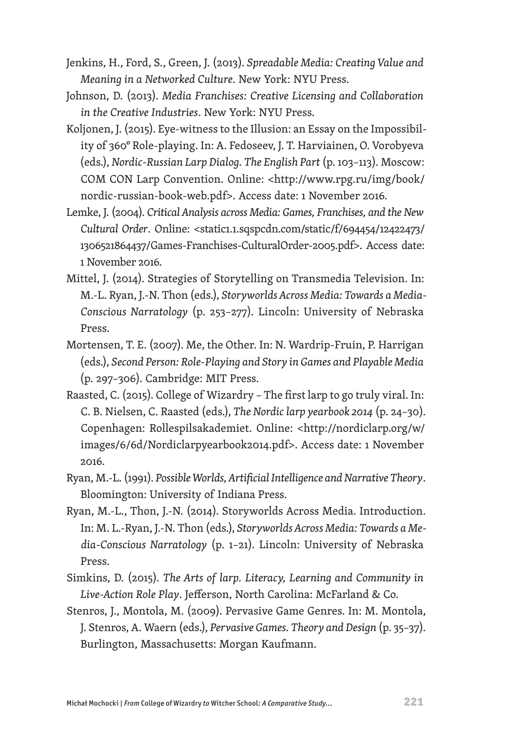Jenkins, H., Ford, S., Green, J. (2013). *Spreadable Media: Creating Value and Meaning in a Networked Culture*. New York: NYU Press.

Johnson, D. (2013). *Media Franchises: Creative Licensing and Collaboration in the Creative Industries*. New York: NYU Press.

Koljonen, J. (2015). Eye-witness to the Illusion: an Essay on the Impossibility of 360° Role-playing. In: A. Fedoseev, J. T. Harviainen, O. Vorobyeva (eds.), *Nordic-Russian Larp Dialog. The English Part* (p. 103–113). Moscow: COM CON Larp Convention. Online: <http://www.rpg.ru/img/book/nordic-russian-book-web.pdf>. Access date: 1 November 2016.

Lemke, J. (2004). *Critical Analysis across Media: Games, Franchises, and the New Cultural Order*. Online: <static1.1.sqspcdn.com/static/f/694454/12422473/1306521864437/Games-Franchises-CulturalOrder-2005.pdf>. Access date: 1 November 2016.

Mittel, J. (2014). Strategies of Storytelling on Transmedia Television. In: M.-L. Ryan, J.-N. Thon (eds.), *Storyworlds Across Media: Towards a Media-Conscious Narratology* (p. 253–277). Lincoln: University of Nebraska Press.

Mortensen, T. E. (2007). Me, the Other. In: N. Wardrip-Fruin, P. Harrigan (eds.), *Second Person: Role-Playing and Story in Games and Playable Media* (p. 297–306). Cambridge: MIT Press.

Raasted, C. (2015). College of Wizardry – The first larp to go truly viral. In: C. B. Nielsen, C. Raasted (eds.), *The Nordic larp yearbook 2014* (p. 24–30). Copenhagen: Rollespilsakademiet. Online: <http://nordiclarp.org/w/images/6/6d/Nordiclarpyearbook2014.pdf>. Access date: 1 November 2016.

Ryan, M.-L. (1991). *Possible Worlds, Artificial Intelligence and Narrative Theory*. Bloomington: University of Indiana Press.

Ryan, M.-L., Thon, J.-N. (2014). Storyworlds Across Media. Introduction. In: M. L.-Ryan, J.-N. Thon (eds.), *Storyworlds Across Media: Towards a Media-Conscious Narratology* (p. 1–21). Lincoln: University of Nebraska Press.

Simkins, D. (2015). *The Arts of larp. Literacy, Learning and Community in Live-Action Role Play*. Jefferson, North Carolina: McFarland & Co.

Stenros, J., Montola, M. (2009). Pervasive Game Genres. In: M. Montola, J. Stenros, A. Waern (eds.), *Pervasive Games. Theory and Design* (p. 35–37). Burlington, Massachusetts: Morgan Kaufmann.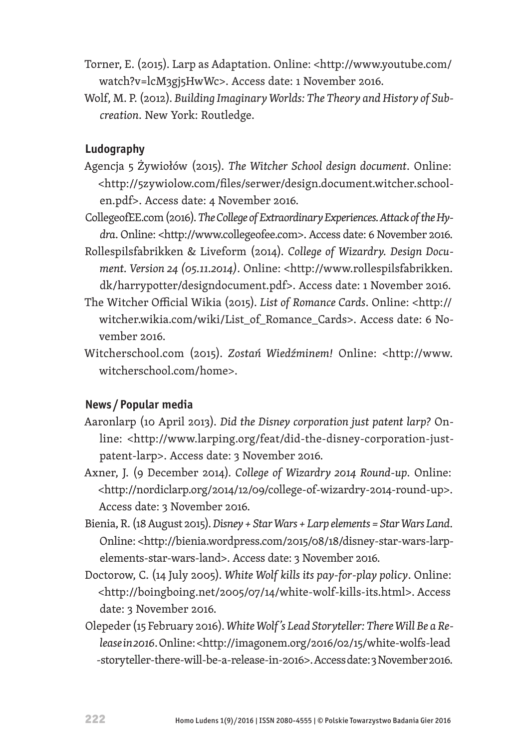Torner, E. (2015). Larp as Adaptation. Online: <http://www.youtube.com/watch?v=lcM3gj5HwWc>. Access date: 1 November 2016.

Wolf, M. P. (2012). *Building Imaginary Worlds: The Theory and History of Subcreation*. New York: Routledge.

### Ludography

Agencja 5 Żywiołów (2015). *The Witcher School design document*. Online: <http://5zywiolow.com/files/serwer/design.document.witcher.school-en.pdf>. Access date: 4 November 2016.

CollegeofEE.com (2016). *The College of Extraordinary Experiences. Attack of the Hydra*. Online: <http://www.collegeofee.com>. Access date: 6 November 2016.

Rollespilsfabrikken & Liveform (2014). *College of Wizardry. Design Document. Version 24 (05.11.2014)*. Online: <http://www.rollespilsfabrikken.dk/harrypotter/designdocument.pdf>. Access date: 1 November 2016.

The Witcher Official Wikia (2015). *List of Romance Cards*. Online: <http://witcher.wikia.com/wiki/List_of_Romance_Cards>. Access date: 6 November 2016.

Witcherschool.com (2015). *Zostań Wiedźminem!* Online: <http://www.witcherschool.com/home>.

### News / Popular media

Aaronlarp (10 April 2013). *Did the Disney corporation just patent larp?* Online: <http://www.larping.org/feat/did-the-disney-corporation-just-patent-larp>. Access date: 3 November 2016.

Axner, J. (9 December 2014). *College of Wizardry 2014 Round-up*. Online: <http://nordiclarp.org/2014/12/09/college-of-wizardry-2014-round-up>. Access date: 3 November 2016.

Bienia, R. (18 August 2015). *Disney + Star Wars + Larp elements = Star Wars Land*. Online: <http://bienia.wordpress.com/2015/08/18/disney-star-wars-larp-elements-star-wars-land>. Access date: 3 November 2016.

Doctorow, C. (14 July 2005). *White Wolf kills its pay-for-play policy*. Online: <http://boingboing.net/2005/07/14/white-wolf-kills-its.html>. Access date: 3 November 2016.

Olepeder (15 February 2016). *White Wolf's Lead Storyteller: There Will Be a Release in 2016*. Online: <http://imagonem.org/2016/02/15/white-wolfs-lead-storyteller-there-will-be-a-release-in-2016>. Access date: 3 November 2016.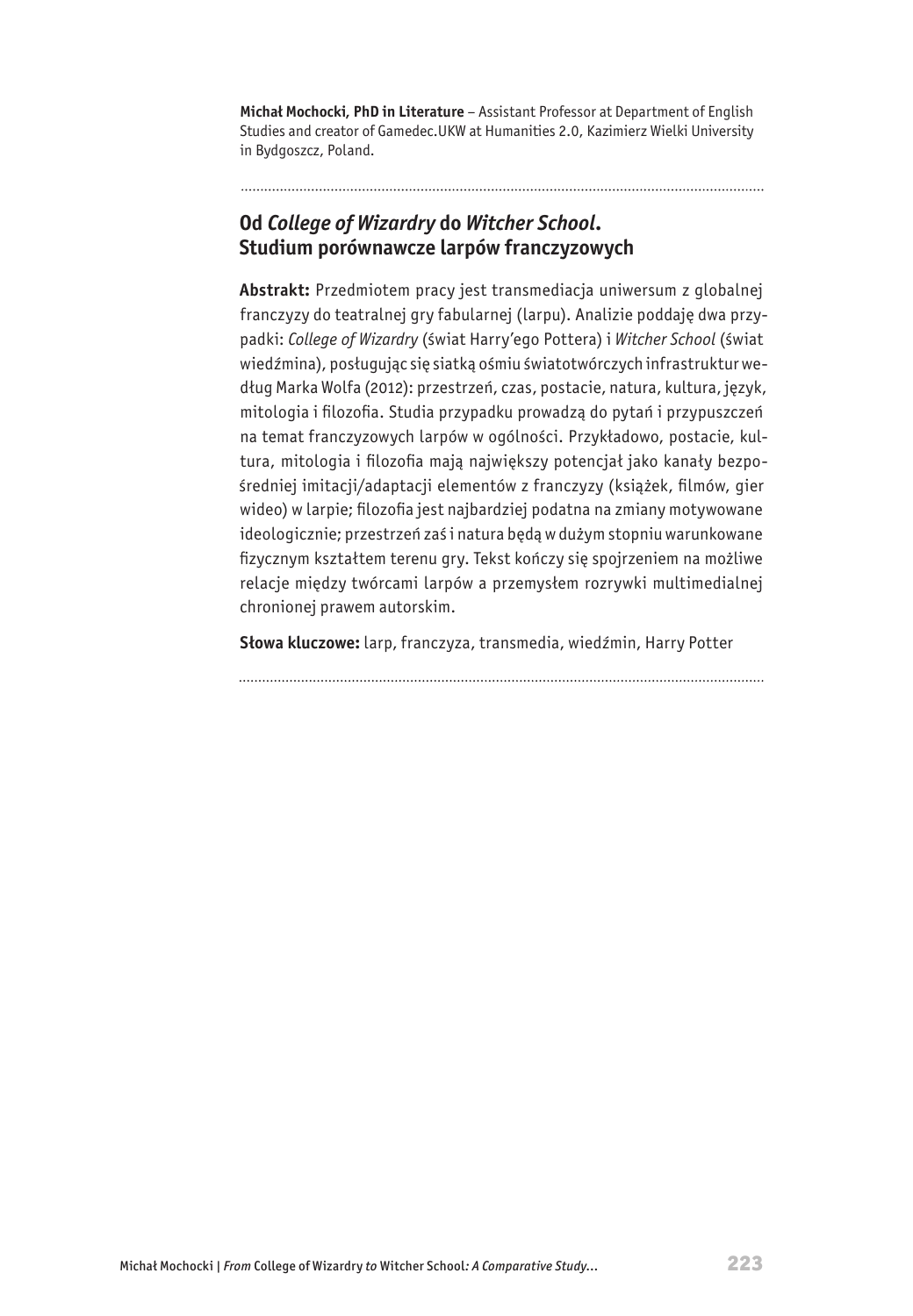**Michał Mochocki, PhD in Literature** – Assistant Professor at Department of English Studies and creator of Gamedec.UKW at Humanities 2.0, Kazimierz Wielki University in Bydgoszcz, Poland.

## Od *College of Wizardry* do *Witcher School*. Studium porównawcze larpów franczyzowych

**Abstrakt:** Przedmiotem pracy jest transmediacja uniwersum z globalnej franczyzy do teatralnej gry fabularnej (larpu). Analizie poddaję dwa przypadki: *College of Wizardry* (świat Harry'ego Pottera) i *Witcher School* (świat wiedźmina), posługując się siatką ośmiu światotwórczych infrastruktur według Marka Wolfa (2012): przestrzeń, czas, postacie, natura, kultura, język, mitologia i filozofia. Studia przypadku prowadzą do pytań i przypuszczeń na temat franczyzowych larpów w ogólności. Przykładowo, postacie, kultura, mitologia i filozofia mają największy potencjał jako kanały bezpośredniej imitacji/adaptacji elementów z franczyzy (książek, filmów, gier wideo) w larpie; filozofia jest najbardziej podatna na zmiany motywowane ideologicznie; przestrzeń zaś i natura będą w dużym stopniu warunkowane fizycznym kształtem terenu gry. Tekst kończy się spojrzeniem na możliwe relacje między twórcami larpów a przemysłem rozrywki multimedialnej chronionej prawem autorskim.

**Słowa kluczowe:** larp, franczyza, transmedia, wiedźmin, Harry Potter